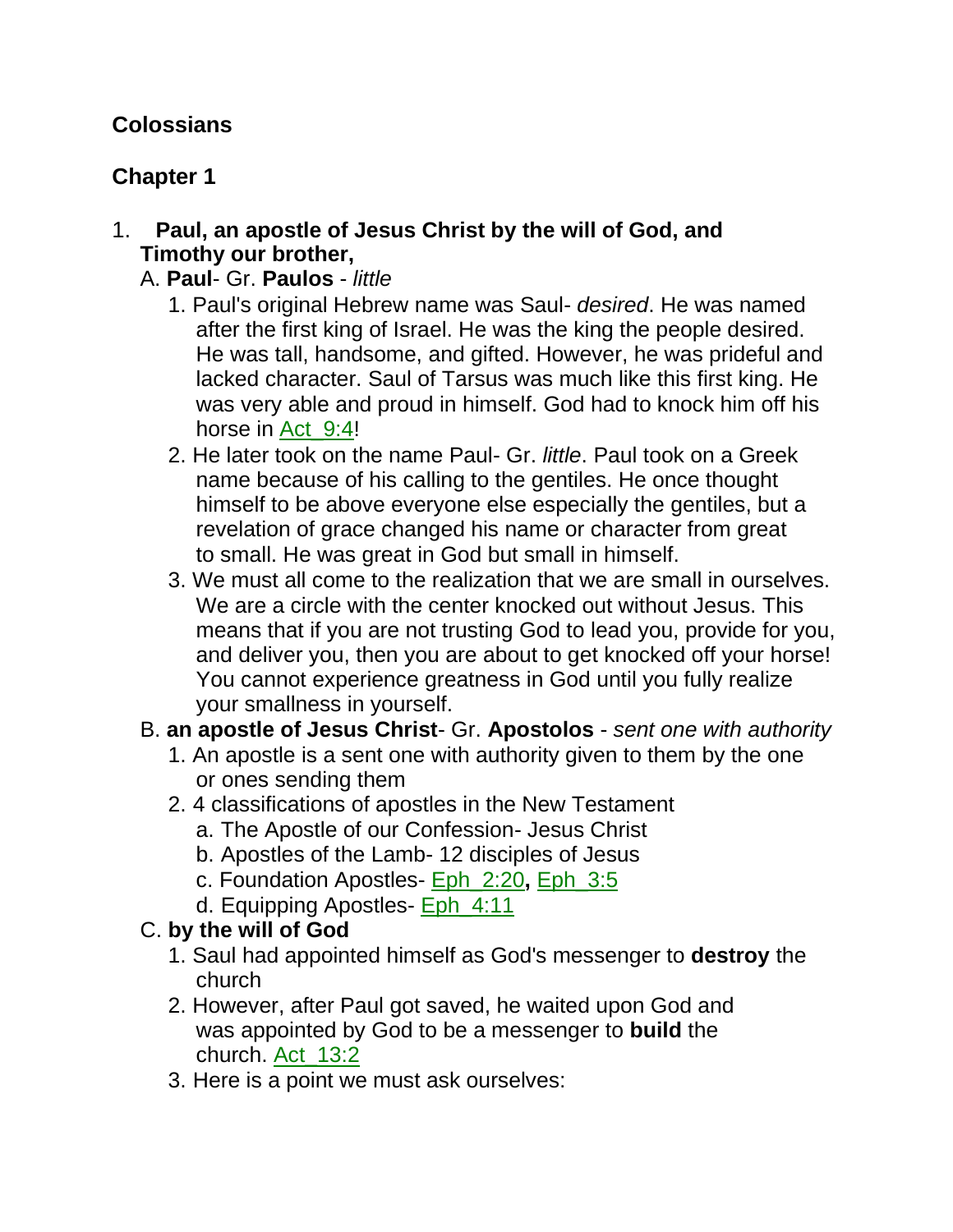## Colossians

## Chapter 1

1. **Paul, an apostle of Jesus Christ by the will of God, and Timothy our brother,**
   A. **Paul**- Gr. **Paulos** - *little*
      1. Paul's original Hebrew name was Saul- *desired*. He was named after the first king of Israel. He was the king the people desired. He was tall, handsome, and gifted. However, he was prideful and lacked character. Saul of Tarsus was much like this first king. He was very able and proud in himself. God had to knock him off his horse in Act_9:4!
      2. He later took on the name Paul- Gr. *little*. Paul took on a Greek name because of his calling to the gentiles. He once thought himself to be above everyone else especially the gentiles, but a revelation of grace changed his name or character from great to small. He was great in God but small in himself.
      3. We must all come to the realization that we are small in ourselves. We are a circle with the center knocked out without Jesus. This means that if you are not trusting God to lead you, provide for you, and deliver you, then you are about to get knocked off your horse! You cannot experience greatness in God until you fully realize your smallness in yourself.

   B. **an apostle of Jesus Christ**- Gr. **Apostolos** - *sent one with authority*
      1. An apostle is a sent one with authority given to them by the one or ones sending them
      2. 4 classifications of apostles in the New Testament
         a. The Apostle of our Confession- Jesus Christ
         b. Apostles of the Lamb- 12 disciples of Jesus
         c. Foundation Apostles- Eph_2:20**,** Eph_3:5
         d. Equipping Apostles- Eph_4:11

   C. **by the will of God**
      1. Saul had appointed himself as God's messenger to **destroy** the church
      2. However, after Paul got saved, he waited upon God and was appointed by God to be a messenger to **build** the church. Act_13:2
      3. Here is a point we must ask ourselves: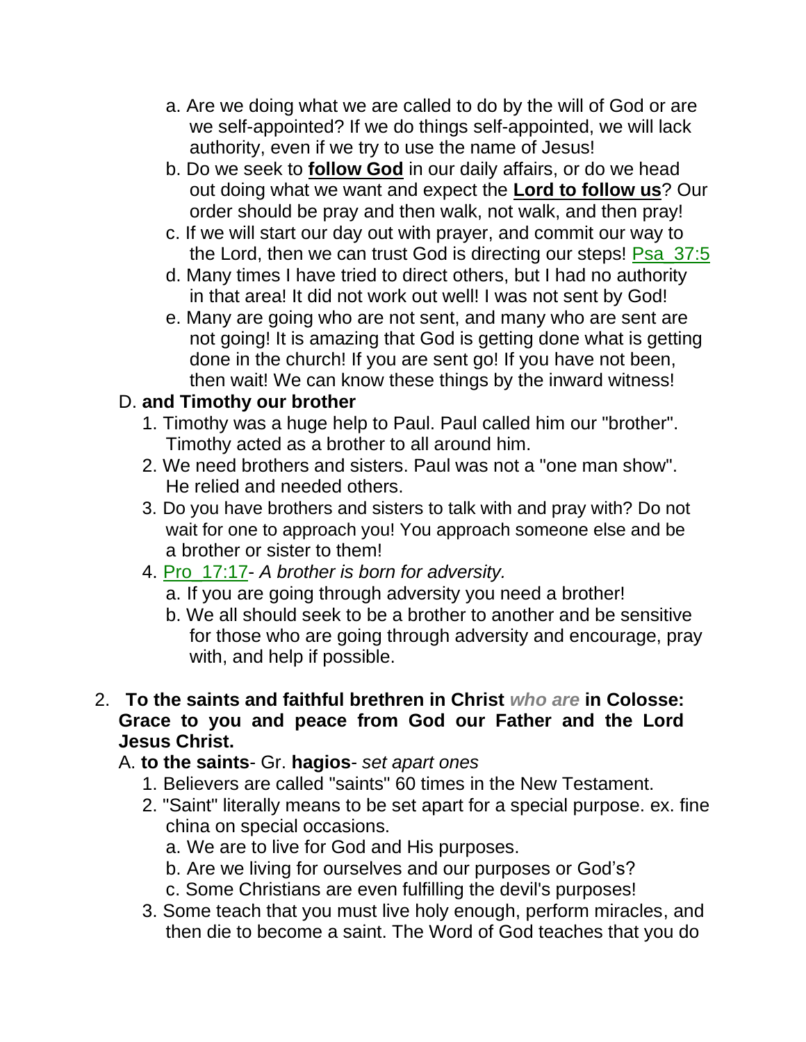a. Are we doing what we are called to do by the will of God or are we self-appointed? If we do things self-appointed, we will lack authority, even if we try to use the name of Jesus!

b. Do we seek to **follow God** in our daily affairs, or do we head out doing what we want and expect the **Lord to follow us**? Our order should be pray and then walk, not walk, and then pray!

c. If we will start our day out with prayer, and commit our way to the Lord, then we can trust God is directing our steps! Psa_37:5

d. Many times I have tried to direct others, but I had no authority in that area! It did not work out well! I was not sent by God!

e. Many are going who are not sent, and many who are sent are not going! It is amazing that God is getting done what is getting done in the church! If you are sent go! If you have not been, then wait! We can know these things by the inward witness!

D. **and Timothy our brother**

1. Timothy was a huge help to Paul. Paul called him our "brother". Timothy acted as a brother to all around him.
2. We need brothers and sisters. Paul was not a "one man show". He relied and needed others.
3. Do you have brothers and sisters to talk with and pray with? Do not wait for one to approach you! You approach someone else and be a brother or sister to them!
4. Pro_17:17- *A brother is born for adversity.*
   a. If you are going through adversity you need a brother!
   b. We all should seek to be a brother to another and be sensitive for those who are going through adversity and encourage, pray with, and help if possible.

2. **To the saints and faithful brethren in Christ** ***who are*** **in Colosse: Grace to you and peace from God our Father and the Lord Jesus Christ.**

A. **to the saints**- Gr. **hagios**- *set apart ones*

1. Believers are called "saints" 60 times in the New Testament.
2. "Saint" literally means to be set apart for a special purpose. ex. fine china on special occasions.
   a. We are to live for God and His purposes.
   b. Are we living for ourselves and our purposes or God's?
   c. Some Christians are even fulfilling the devil's purposes!
3. Some teach that you must live holy enough, perform miracles, and then die to become a saint. The Word of God teaches that you do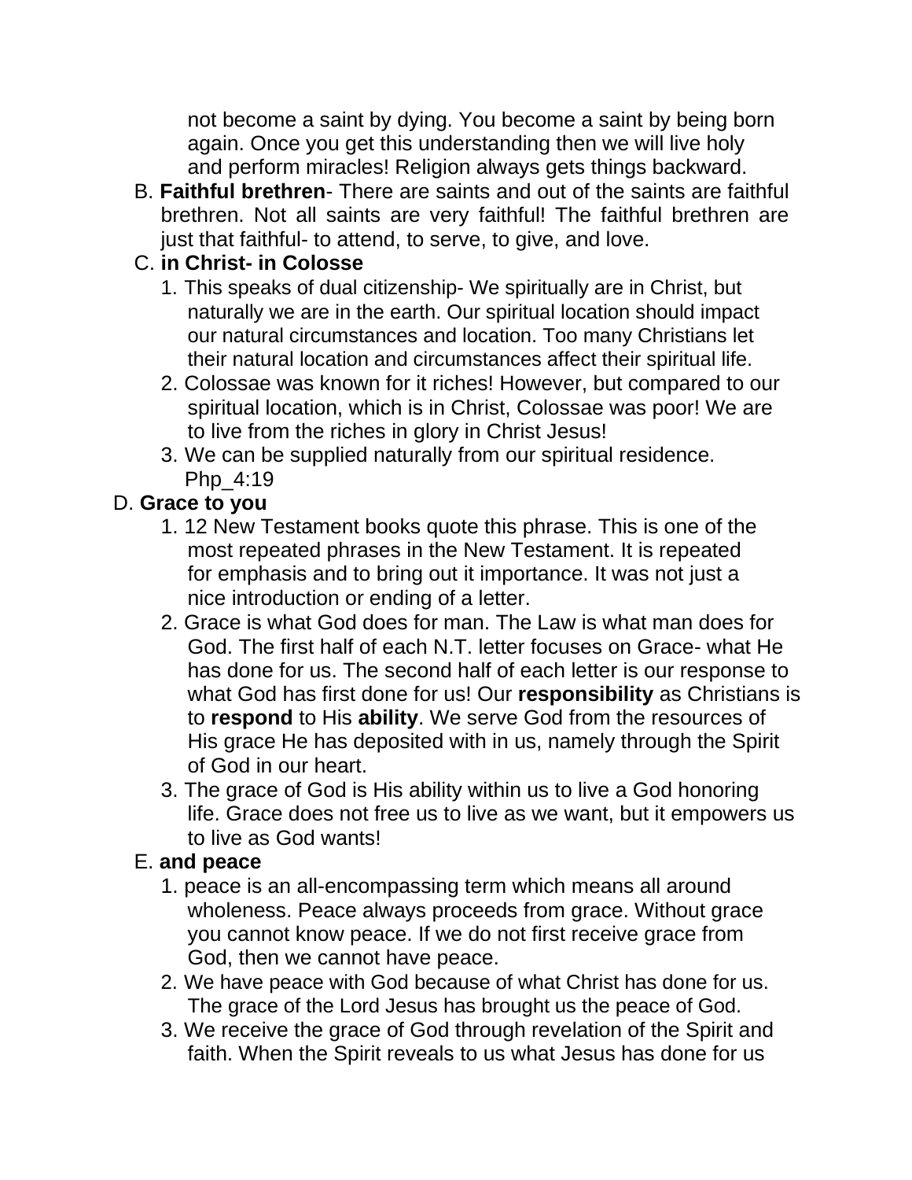not become a saint by dying. You become a saint by being born again. Once you get this understanding then we will live holy and perform miracles! Religion always gets things backward.

B. **Faithful brethren**- There are saints and out of the saints are faithful brethren. Not all saints are very faithful! The faithful brethren are just that faithful- to attend, to serve, to give, and love.

C. **in Christ- in Colosse**

1. This speaks of dual citizenship- We spiritually are in Christ, but naturally we are in the earth. Our spiritual location should impact our natural circumstances and location. Too many Christians let their natural location and circumstances affect their spiritual life.
2. Colossae was known for it riches! However, but compared to our spiritual location, which is in Christ, Colossae was poor! We are to live from the riches in glory in Christ Jesus!
3. We can be supplied naturally from our spiritual residence. Php_4:19

D. **Grace to you**

1. 12 New Testament books quote this phrase. This is one of the most repeated phrases in the New Testament. It is repeated for emphasis and to bring out it importance. It was not just a nice introduction or ending of a letter.
2. Grace is what God does for man. The Law is what man does for God. The first half of each N.T. letter focuses on Grace- what He has done for us. The second half of each letter is our response to what God has first done for us! Our **responsibility** as Christians is to **respond** to His **ability**. We serve God from the resources of His grace He has deposited with in us, namely through the Spirit of God in our heart.
3. The grace of God is His ability within us to live a God honoring life. Grace does not free us to live as we want, but it empowers us to live as God wants!

E. **and peace**

1. peace is an all-encompassing term which means all around wholeness. Peace always proceeds from grace. Without grace you cannot know peace. If we do not first receive grace from God, then we cannot have peace.
2. We have peace with God because of what Christ has done for us. The grace of the Lord Jesus has brought us the peace of God.
3. We receive the grace of God through revelation of the Spirit and faith. When the Spirit reveals to us what Jesus has done for us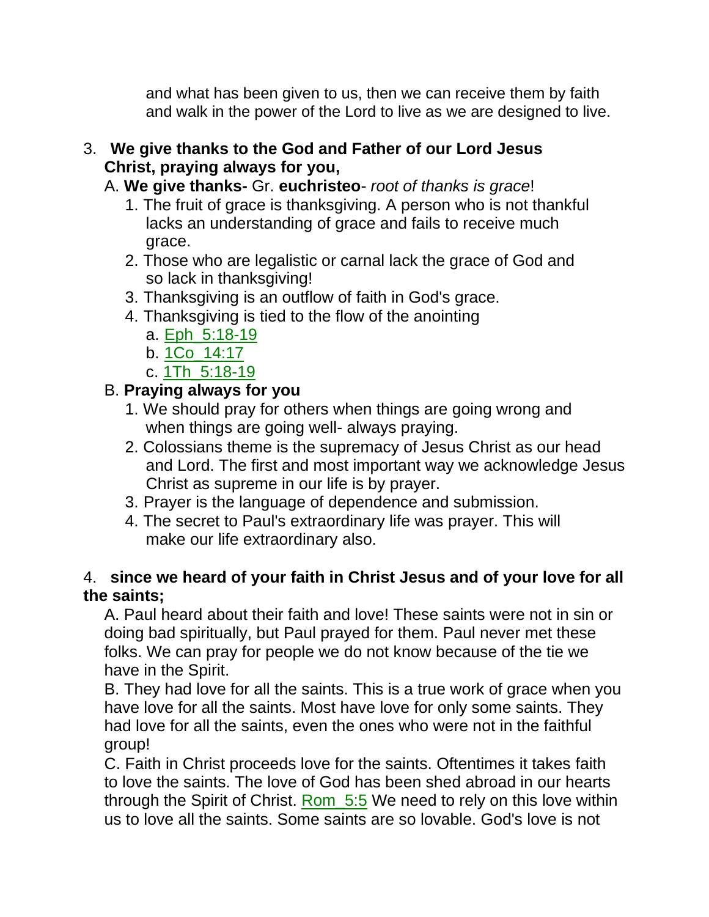and what has been given to us, then we can receive them by faith and walk in the power of the Lord to live as we are designed to live.

3. **We give thanks to the God and Father of our Lord Jesus Christ, praying always for you,**

   A. **We give thanks-** Gr. **euchristeo**- *root of thanks is grace*!

   1. The fruit of grace is thanksgiving. A person who is not thankful lacks an understanding of grace and fails to receive much grace.
   2. Those who are legalistic or carnal lack the grace of God and so lack in thanksgiving!
   3. Thanksgiving is an outflow of faith in God's grace.
   4. Thanksgiving is tied to the flow of the anointing
      a. Eph_5:18-19
      b. 1Co_14:17
      c. 1Th_5:18-19

   B. **Praying always for you**

   1. We should pray for others when things are going wrong and when things are going well- always praying.
   2. Colossians theme is the supremacy of Jesus Christ as our head and Lord. The first and most important way we acknowledge Jesus Christ as supreme in our life is by prayer.
   3. Prayer is the language of dependence and submission.
   4. The secret to Paul's extraordinary life was prayer. This will make our life extraordinary also.

4. **since we heard of your faith in Christ Jesus and of your love for all the saints;**

   A. Paul heard about their faith and love! These saints were not in sin or doing bad spiritually, but Paul prayed for them. Paul never met these folks. We can pray for people we do not know because of the tie we have in the Spirit.

   B. They had love for all the saints. This is a true work of grace when you have love for all the saints. Most have love for only some saints. They had love for all the saints, even the ones who were not in the faithful group!

   C. Faith in Christ proceeds love for the saints. Oftentimes it takes faith to love the saints. The love of God has been shed abroad in our hearts through the Spirit of Christ. Rom_5:5 We need to rely on this love within us to love all the saints. Some saints are so lovable. God's love is not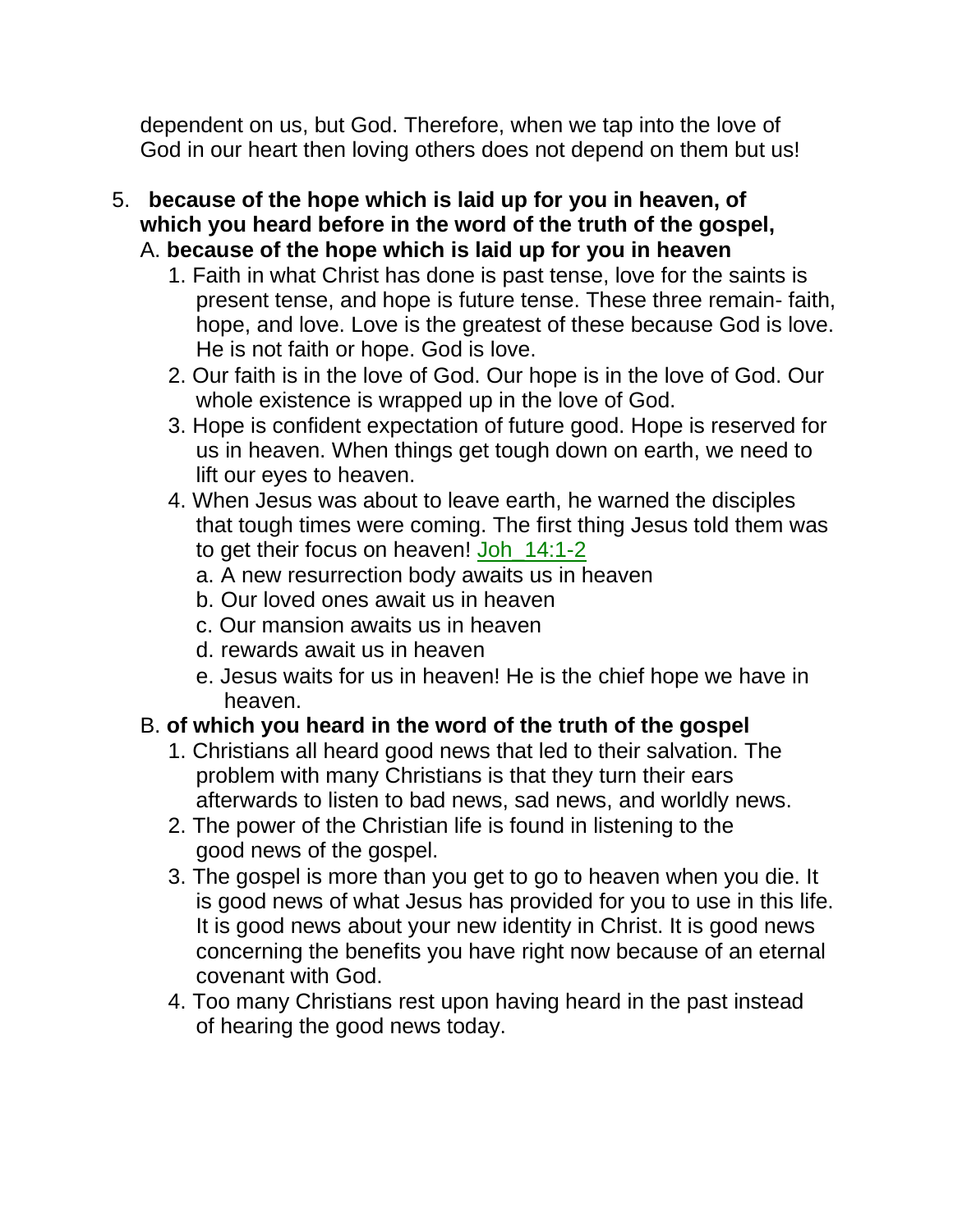dependent on us, but God. Therefore, when we tap into the love of God in our heart then loving others does not depend on them but us!

5. **because of the hope which is laid up for you in heaven, of which you heard before in the word of the truth of the gospel,**

   A. **because of the hope which is laid up for you in heaven**

      1. Faith in what Christ has done is past tense, love for the saints is present tense, and hope is future tense. These three remain- faith, hope, and love. Love is the greatest of these because God is love. He is not faith or hope. God is love.
      2. Our faith is in the love of God. Our hope is in the love of God. Our whole existence is wrapped up in the love of God.
      3. Hope is confident expectation of future good. Hope is reserved for us in heaven. When things get tough down on earth, we need to lift our eyes to heaven.
      4. When Jesus was about to leave earth, he warned the disciples that tough times were coming. The first thing Jesus told them was to get their focus on heaven! Joh_14:1-2
         a. A new resurrection body awaits us in heaven
         b. Our loved ones await us in heaven
         c. Our mansion awaits us in heaven
         d. rewards await us in heaven
         e. Jesus waits for us in heaven! He is the chief hope we have in heaven.

   B. **of which you heard in the word of the truth of the gospel**

      1. Christians all heard good news that led to their salvation. The problem with many Christians is that they turn their ears afterwards to listen to bad news, sad news, and worldly news.
      2. The power of the Christian life is found in listening to the good news of the gospel.
      3. The gospel is more than you get to go to heaven when you die. It is good news of what Jesus has provided for you to use in this life. It is good news about your new identity in Christ. It is good news concerning the benefits you have right now because of an eternal covenant with God.
      4. Too many Christians rest upon having heard in the past instead of hearing the good news today.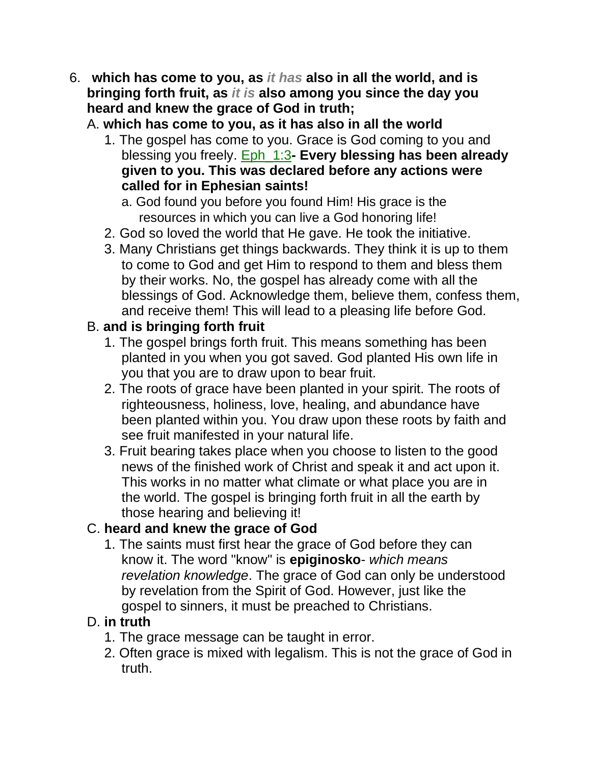6. **which has come to you, as *it has* also in all the world, and is bringing forth fruit, as *it is* also among you since the day you heard and knew the grace of God in truth;**

   A. **which has come to you, as it has also in all the world**

      1. The gospel has come to you. Grace is God coming to you and blessing you freely. Eph_1:3**- Every blessing has been already given to you. This was declared before any actions were called for in Ephesian saints!**

         a. God found you before you found Him! His grace is the resources in which you can live a God honoring life!

      2. God so loved the world that He gave. He took the initiative.

      3. Many Christians get things backwards. They think it is up to them to come to God and get Him to respond to them and bless them by their works. No, the gospel has already come with all the blessings of God. Acknowledge them, believe them, confess them, and receive them! This will lead to a pleasing life before God.

   B. **and is bringing forth fruit**

      1. The gospel brings forth fruit. This means something has been planted in you when you got saved. God planted His own life in you that you are to draw upon to bear fruit.

      2. The roots of grace have been planted in your spirit. The roots of righteousness, holiness, love, healing, and abundance have been planted within you. You draw upon these roots by faith and see fruit manifested in your natural life.

      3. Fruit bearing takes place when you choose to listen to the good news of the finished work of Christ and speak it and act upon it. This works in no matter what climate or what place you are in the world. The gospel is bringing forth fruit in all the earth by those hearing and believing it!

   C. **heard and knew the grace of God**

      1. The saints must first hear the grace of God before they can know it. The word "know" is **epiginosko**- *which means revelation knowledge*. The grace of God can only be understood by revelation from the Spirit of God. However, just like the gospel to sinners, it must be preached to Christians.

   D. **in truth**

      1. The grace message can be taught in error.

      2. Often grace is mixed with legalism. This is not the grace of God in truth.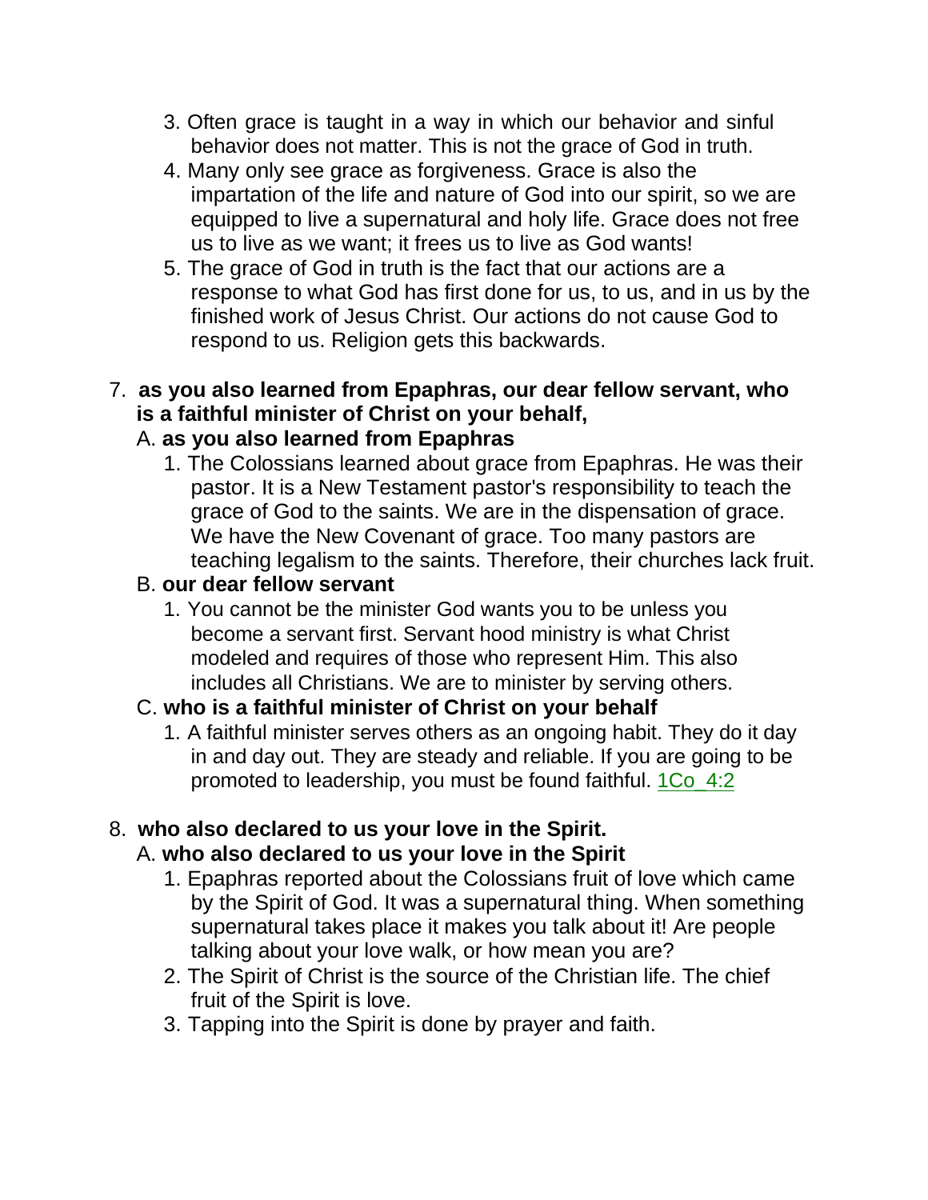3. Often grace is taught in a way in which our behavior and sinful behavior does not matter. This is not the grace of God in truth.
4. Many only see grace as forgiveness. Grace is also the impartation of the life and nature of God into our spirit, so we are equipped to live a supernatural and holy life. Grace does not free us to live as we want; it frees us to live as God wants!
5. The grace of God in truth is the fact that our actions are a response to what God has first done for us, to us, and in us by the finished work of Jesus Christ. Our actions do not cause God to respond to us. Religion gets this backwards.

7. **as you also learned from Epaphras, our dear fellow servant, who is a faithful minister of Christ on your behalf,**

   A. **as you also learned from Epaphras**

   1. The Colossians learned about grace from Epaphras. He was their pastor. It is a New Testament pastor's responsibility to teach the grace of God to the saints. We are in the dispensation of grace. We have the New Covenant of grace. Too many pastors are teaching legalism to the saints. Therefore, their churches lack fruit.

   B. **our dear fellow servant**

   1. You cannot be the minister God wants you to be unless you become a servant first. Servant hood ministry is what Christ modeled and requires of those who represent Him. This also includes all Christians. We are to minister by serving others.

   C. **who is a faithful minister of Christ on your behalf**

   1. A faithful minister serves others as an ongoing habit. They do it day in and day out. They are steady and reliable. If you are going to be promoted to leadership, you must be found faithful. 1Co_4:2

8. **who also declared to us your love in the Spirit.**

   A. **who also declared to us your love in the Spirit**

   1. Epaphras reported about the Colossians fruit of love which came by the Spirit of God. It was a supernatural thing. When something supernatural takes place it makes you talk about it! Are people talking about your love walk, or how mean you are?
   2. The Spirit of Christ is the source of the Christian life. The chief fruit of the Spirit is love.
   3. Tapping into the Spirit is done by prayer and faith.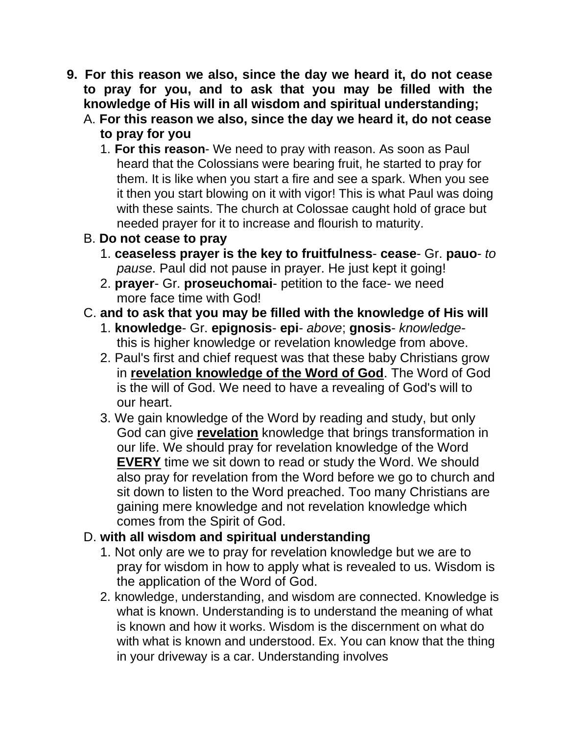9. **For this reason we also, since the day we heard it, do not cease to pray for you, and to ask that you may be filled with the knowledge of His will in all wisdom and spiritual understanding;**

   A. **For this reason we also, since the day we heard it, do not cease to pray for you**

      1. **For this reason**- We need to pray with reason. As soon as Paul heard that the Colossians were bearing fruit, he started to pray for them. It is like when you start a fire and see a spark. When you see it then you start blowing on it with vigor! This is what Paul was doing with these saints. The church at Colossae caught hold of grace but needed prayer for it to increase and flourish to maturity.

   B. **Do not cease to pray**

      1. **ceaseless prayer is the key to fruitfulness**- **cease**- Gr. **pauo**- *to pause*. Paul did not pause in prayer. He just kept it going!
      2. **prayer**- Gr. **proseuchomai**- petition to the face- we need more face time with God!

   C. **and to ask that you may be filled with the knowledge of His will**

      1. **knowledge**- Gr. **epignosis**- **epi**- *above*; **gnosis**- *knowledge*- this is higher knowledge or revelation knowledge from above.
      2. Paul's first and chief request was that these baby Christians grow in <u>**revelation knowledge of the Word of God**</u>. The Word of God is the will of God. We need to have a revealing of God's will to our heart.
      3. We gain knowledge of the Word by reading and study, but only God can give <u>**revelation**</u> knowledge that brings transformation in our life. We should pray for revelation knowledge of the Word <u>**EVERY**</u> time we sit down to read or study the Word. We should also pray for revelation from the Word before we go to church and sit down to listen to the Word preached. Too many Christians are gaining mere knowledge and not revelation knowledge which comes from the Spirit of God.

   D. **with all wisdom and spiritual understanding**

      1. Not only are we to pray for revelation knowledge but we are to pray for wisdom in how to apply what is revealed to us. Wisdom is the application of the Word of God.
      2. knowledge, understanding, and wisdom are connected. Knowledge is what is known. Understanding is to understand the meaning of what is known and how it works. Wisdom is the discernment on what do with what is known and understood. Ex. You can know that the thing in your driveway is a car. Understanding involves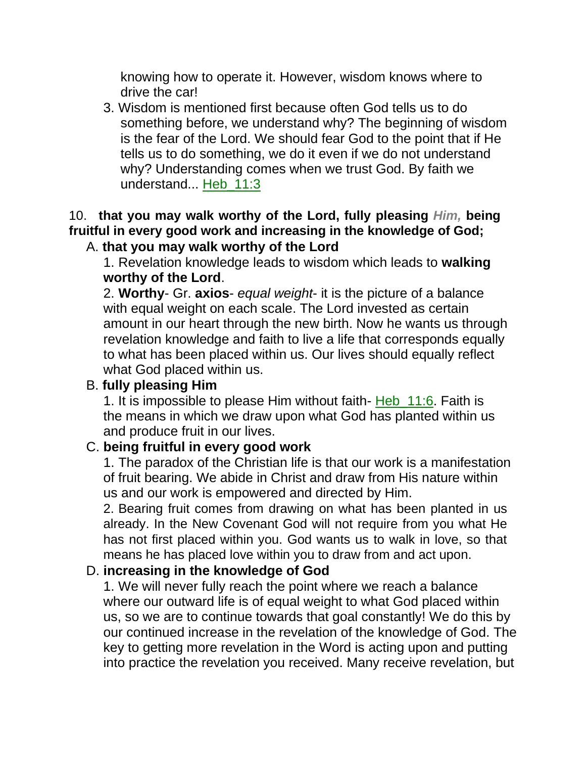knowing how to operate it. However, wisdom knows where to drive the car!

3. Wisdom is mentioned first because often God tells us to do something before, we understand why? The beginning of wisdom is the fear of the Lord. We should fear God to the point that if He tells us to do something, we do it even if we do not understand why? Understanding comes when we trust God. By faith we understand... Heb_11:3

10. **that you may walk worthy of the Lord, fully pleasing *Him,* being fruitful in every good work and increasing in the knowledge of God;**

A. **that you may walk worthy of the Lord**

1. Revelation knowledge leads to wisdom which leads to **walking worthy of the Lord**.

2. **Worthy**- Gr. **axios**- *equal weight*- it is the picture of a balance with equal weight on each scale. The Lord invested as certain amount in our heart through the new birth. Now he wants us through revelation knowledge and faith to live a life that corresponds equally to what has been placed within us. Our lives should equally reflect what God placed within us.

B. **fully pleasing Him**

1. It is impossible to please Him without faith- Heb_11:6. Faith is the means in which we draw upon what God has planted within us and produce fruit in our lives.

C. **being fruitful in every good work**

1. The paradox of the Christian life is that our work is a manifestation of fruit bearing. We abide in Christ and draw from His nature within us and our work is empowered and directed by Him.

2. Bearing fruit comes from drawing on what has been planted in us already. In the New Covenant God will not require from you what He has not first placed within you. God wants us to walk in love, so that means he has placed love within you to draw from and act upon.

D. **increasing in the knowledge of God**

1. We will never fully reach the point where we reach a balance where our outward life is of equal weight to what God placed within us, so we are to continue towards that goal constantly! We do this by our continued increase in the revelation of the knowledge of God. The key to getting more revelation in the Word is acting upon and putting into practice the revelation you received. Many receive revelation, but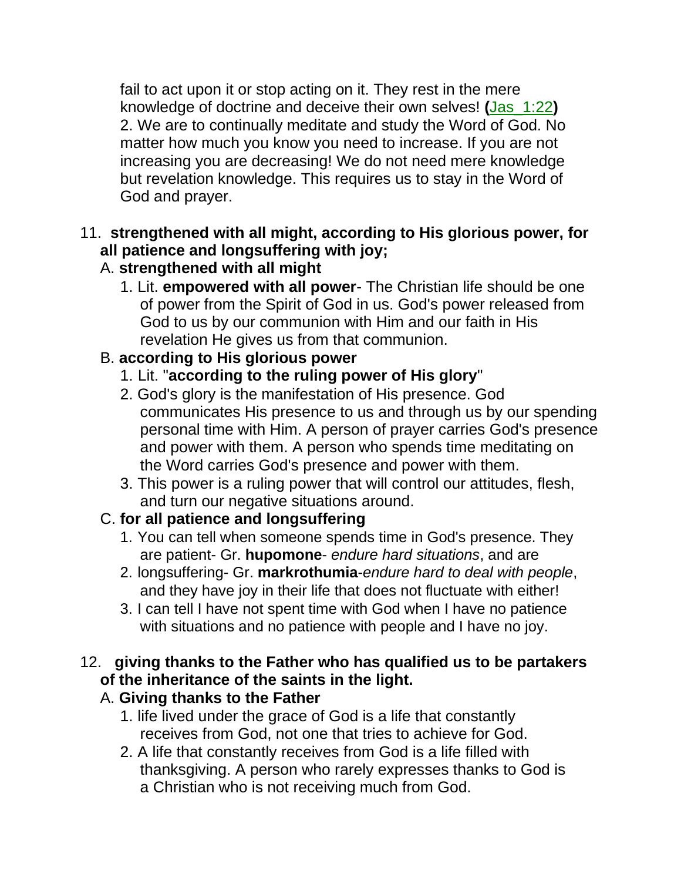fail to act upon it or stop acting on it. They rest in the mere knowledge of doctrine and deceive their own selves! **(**Jas_1:22**)**

2. We are to continually meditate and study the Word of God. No matter how much you know you need to increase. If you are not increasing you are decreasing! We do not need mere knowledge but revelation knowledge. This requires us to stay in the Word of God and prayer.

11. **strengthened with all might, according to His glorious power, for all patience and longsuffering with joy;**

A. **strengthened with all might**

1. Lit. **empowered with all power**- The Christian life should be one of power from the Spirit of God in us. God's power released from God to us by our communion with Him and our faith in His revelation He gives us from that communion.

B. **according to His glorious power**

1. Lit. "**according to the ruling power of His glory**"
2. God's glory is the manifestation of His presence. God communicates His presence to us and through us by our spending personal time with Him. A person of prayer carries God's presence and power with them. A person who spends time meditating on the Word carries God's presence and power with them.
3. This power is a ruling power that will control our attitudes, flesh, and turn our negative situations around.

C. **for all patience and longsuffering**

1. You can tell when someone spends time in God's presence. They are patient- Gr. **hupomone**- *endure hard situations*, and are
2. longsuffering- Gr. **markrothumia**-*endure hard to deal with people*, and they have joy in their life that does not fluctuate with either!
3. I can tell I have not spent time with God when I have no patience with situations and no patience with people and I have no joy.

12. **giving thanks to the Father who has qualified us to be partakers of the inheritance of the saints in the light.**

A. **Giving thanks to the Father**

1. life lived under the grace of God is a life that constantly receives from God, not one that tries to achieve for God.
2. A life that constantly receives from God is a life filled with thanksgiving. A person who rarely expresses thanks to God is a Christian who is not receiving much from God.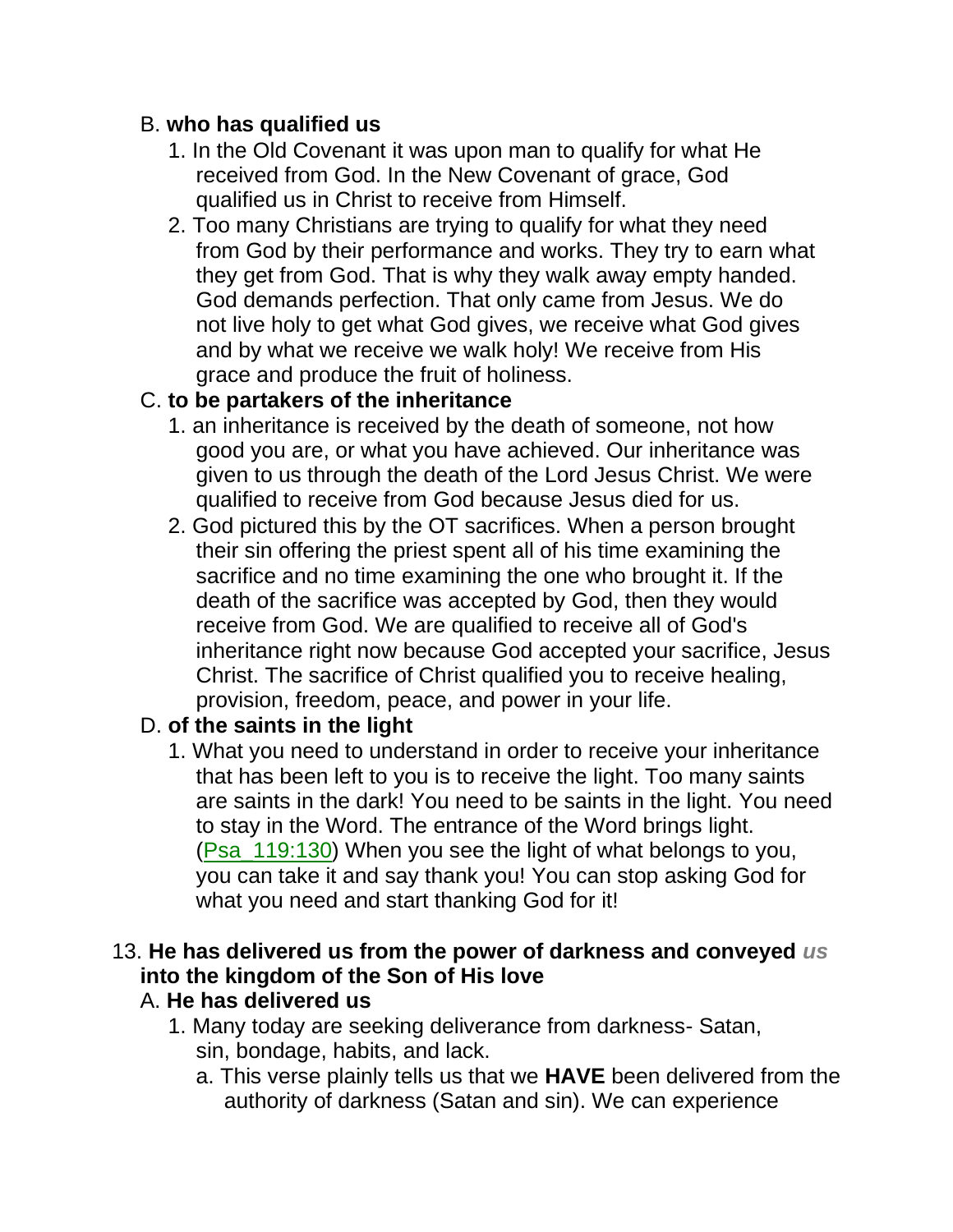B. **who has qualified us**

1. In the Old Covenant it was upon man to qualify for what He received from God. In the New Covenant of grace, God qualified us in Christ to receive from Himself.
2. Too many Christians are trying to qualify for what they need from God by their performance and works. They try to earn what they get from God. That is why they walk away empty handed. God demands perfection. That only came from Jesus. We do not live holy to get what God gives, we receive what God gives and by what we receive we walk holy! We receive from His grace and produce the fruit of holiness.

C. **to be partakers of the inheritance**

1. an inheritance is received by the death of someone, not how good you are, or what you have achieved. Our inheritance was given to us through the death of the Lord Jesus Christ. We were qualified to receive from God because Jesus died for us.
2. God pictured this by the OT sacrifices. When a person brought their sin offering the priest spent all of his time examining the sacrifice and no time examining the one who brought it. If the death of the sacrifice was accepted by God, then they would receive from God. We are qualified to receive all of God's inheritance right now because God accepted your sacrifice, Jesus Christ. The sacrifice of Christ qualified you to receive healing, provision, freedom, peace, and power in your life.

D. **of the saints in the light**

1. What you need to understand in order to receive your inheritance that has been left to you is to receive the light. Too many saints are saints in the dark! You need to be saints in the light. You need to stay in the Word. The entrance of the Word brings light. (Psa_119:130) When you see the light of what belongs to you, you can take it and say thank you! You can stop asking God for what you need and start thanking God for it!

13. **He has delivered us from the power of darkness and conveyed *us* into the kingdom of the Son of His love**

A. **He has delivered us**

1. Many today are seeking deliverance from darkness- Satan, sin, bondage, habits, and lack.
   a. This verse plainly tells us that we **HAVE** been delivered from the authority of darkness (Satan and sin). We can experience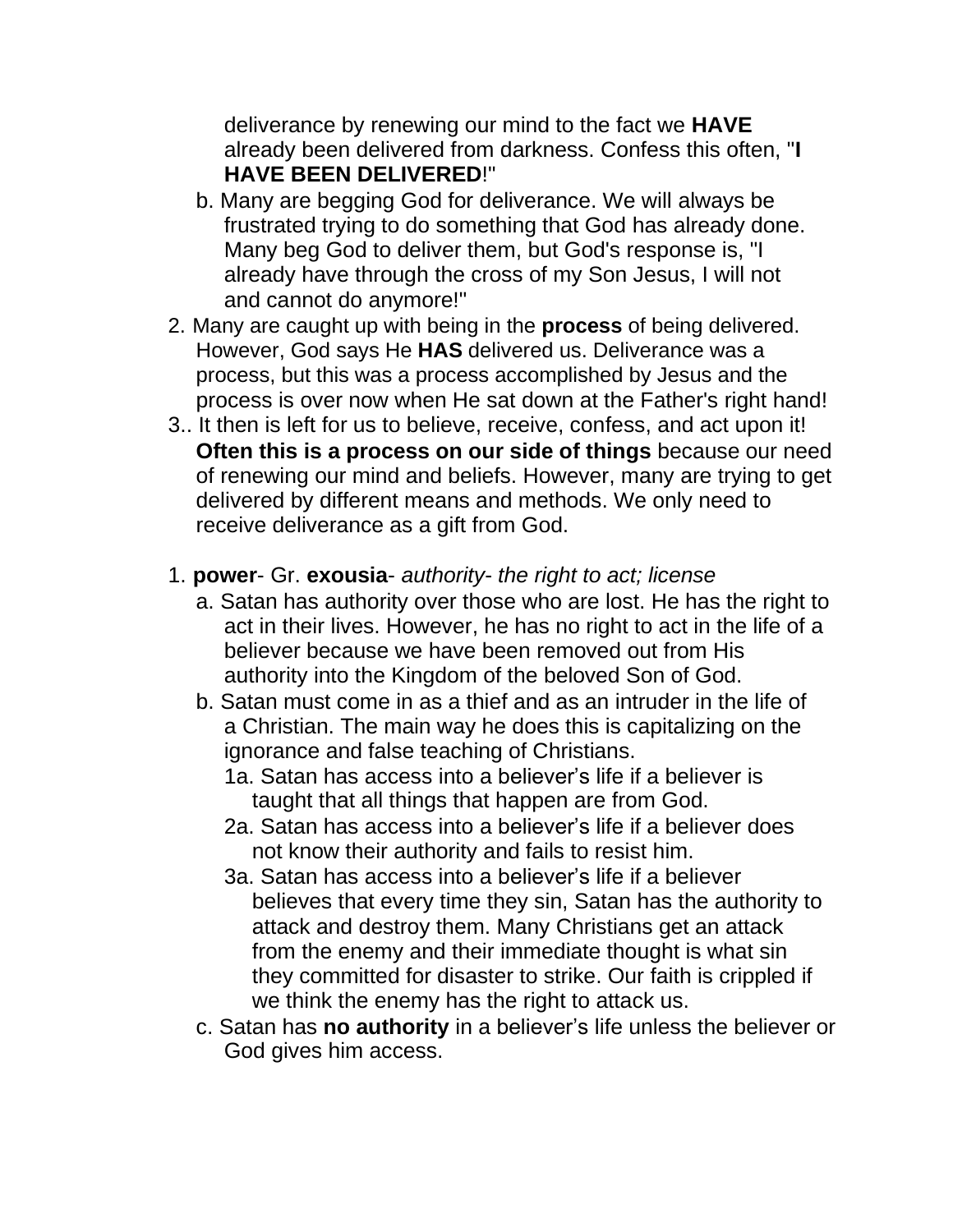deliverance by renewing our mind to the fact we **HAVE** already been delivered from darkness. Confess this often, "**I HAVE BEEN DELIVERED**!"

b. Many are begging God for deliverance. We will always be frustrated trying to do something that God has already done. Many beg God to deliver them, but God's response is, "I already have through the cross of my Son Jesus, I will not and cannot do anymore!"

2. Many are caught up with being in the **process** of being delivered. However, God says He **HAS** delivered us. Deliverance was a process, but this was a process accomplished by Jesus and the process is over now when He sat down at the Father's right hand!

3.. It then is left for us to believe, receive, confess, and act upon it! **Often this is a process on our side of things** because our need of renewing our mind and beliefs. However, many are trying to get delivered by different means and methods. We only need to receive deliverance as a gift from God.

1. **power**- Gr. **exousia**- *authority- the right to act; license*
   a. Satan has authority over those who are lost. He has the right to act in their lives. However, he has no right to act in the life of a believer because we have been removed out from His authority into the Kingdom of the beloved Son of God.
   b. Satan must come in as a thief and as an intruder in the life of a Christian. The main way he does this is capitalizing on the ignorance and false teaching of Christians.
      1a. Satan has access into a believer's life if a believer is taught that all things that happen are from God.
      2a. Satan has access into a believer's life if a believer does not know their authority and fails to resist him.
      3a. Satan has access into a believer's life if a believer believes that every time they sin, Satan has the authority to attack and destroy them. Many Christians get an attack from the enemy and their immediate thought is what sin they committed for disaster to strike. Our faith is crippled if we think the enemy has the right to attack us.
   c. Satan has **no authority** in a believer's life unless the believer or God gives him access.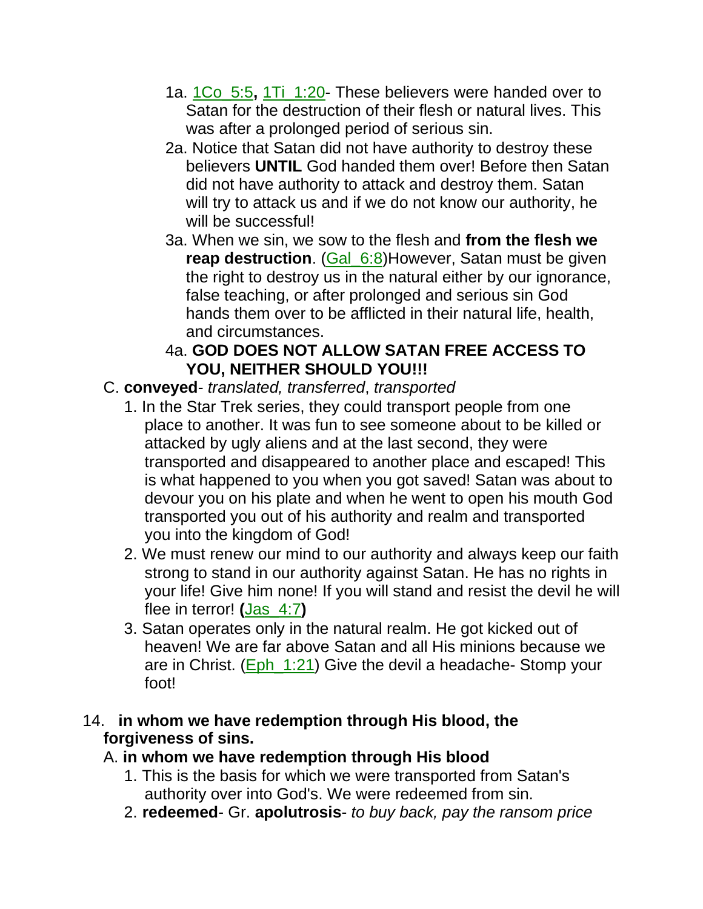- 1a. 1Co_5:5**,** 1Ti_1:20- These believers were handed over to Satan for the destruction of their flesh or natural lives. This was after a prolonged period of serious sin.
- 2a. Notice that Satan did not have authority to destroy these believers **UNTIL** God handed them over! Before then Satan did not have authority to attack and destroy them. Satan will try to attack us and if we do not know our authority, he will be successful!
- 3a. When we sin, we sow to the flesh and **from the flesh we reap destruction**. (Gal_6:8)However, Satan must be given the right to destroy us in the natural either by our ignorance, false teaching, or after prolonged and serious sin God hands them over to be afflicted in their natural life, health, and circumstances.
- 4a. **GOD DOES NOT ALLOW SATAN FREE ACCESS TO YOU, NEITHER SHOULD YOU!!!**

C. **conveyed**- *translated, transferred*, *transported*

1. In the Star Trek series, they could transport people from one place to another. It was fun to see someone about to be killed or attacked by ugly aliens and at the last second, they were transported and disappeared to another place and escaped! This is what happened to you when you got saved! Satan was about to devour you on his plate and when he went to open his mouth God transported you out of his authority and realm and transported you into the kingdom of God!
2. We must renew our mind to our authority and always keep our faith strong to stand in our authority against Satan. He has no rights in your life! Give him none! If you will stand and resist the devil he will flee in terror! **(**Jas_4:7**)**
3. Satan operates only in the natural realm. He got kicked out of heaven! We are far above Satan and all His minions because we are in Christ. (Eph_1:21) Give the devil a headache- Stomp your foot!

14. **in whom we have redemption through His blood, the forgiveness of sins.**

A. **in whom we have redemption through His blood**

1. This is the basis for which we were transported from Satan's authority over into God's. We were redeemed from sin.
2. **redeemed**- Gr. **apolutrosis**- *to buy back, pay the ransom price*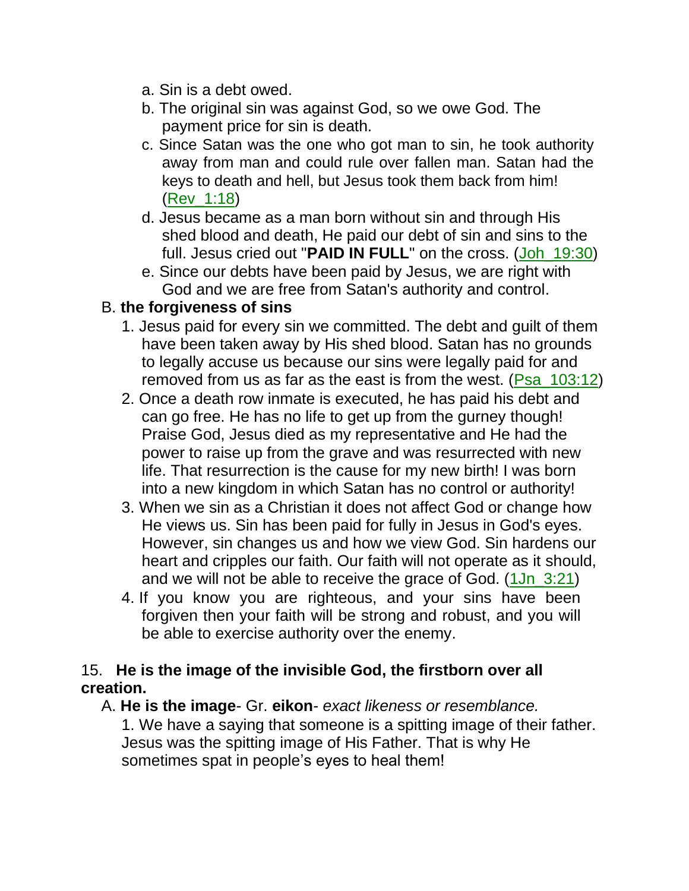a. Sin is a debt owed.

b. The original sin was against God, so we owe God. The payment price for sin is death.

c. Since Satan was the one who got man to sin, he took authority away from man and could rule over fallen man. Satan had the keys to death and hell, but Jesus took them back from him! (Rev_1:18)

d. Jesus became as a man born without sin and through His shed blood and death, He paid our debt of sin and sins to the full. Jesus cried out "**PAID IN FULL**" on the cross. (Joh_19:30)

e. Since our debts have been paid by Jesus, we are right with God and we are free from Satan's authority and control.

B. **the forgiveness of sins**

1. Jesus paid for every sin we committed. The debt and guilt of them have been taken away by His shed blood. Satan has no grounds to legally accuse us because our sins were legally paid for and removed from us as far as the east is from the west. (Psa_103:12)

2. Once a death row inmate is executed, he has paid his debt and can go free. He has no life to get up from the gurney though! Praise God, Jesus died as my representative and He had the power to raise up from the grave and was resurrected with new life. That resurrection is the cause for my new birth! I was born into a new kingdom in which Satan has no control or authority!

3. When we sin as a Christian it does not affect God or change how He views us. Sin has been paid for fully in Jesus in God's eyes. However, sin changes us and how we view God. Sin hardens our heart and cripples our faith. Our faith will not operate as it should, and we will not be able to receive the grace of God. (1Jn_3:21)

4. If you know you are righteous, and your sins have been forgiven then your faith will be strong and robust, and you will be able to exercise authority over the enemy.

15. **He is the image of the invisible God, the firstborn over all creation.**

A. **He is the image**- Gr. **eikon**- *exact likeness or resemblance.*

1. We have a saying that someone is a spitting image of their father. Jesus was the spitting image of His Father. That is why He sometimes spat in people's eyes to heal them!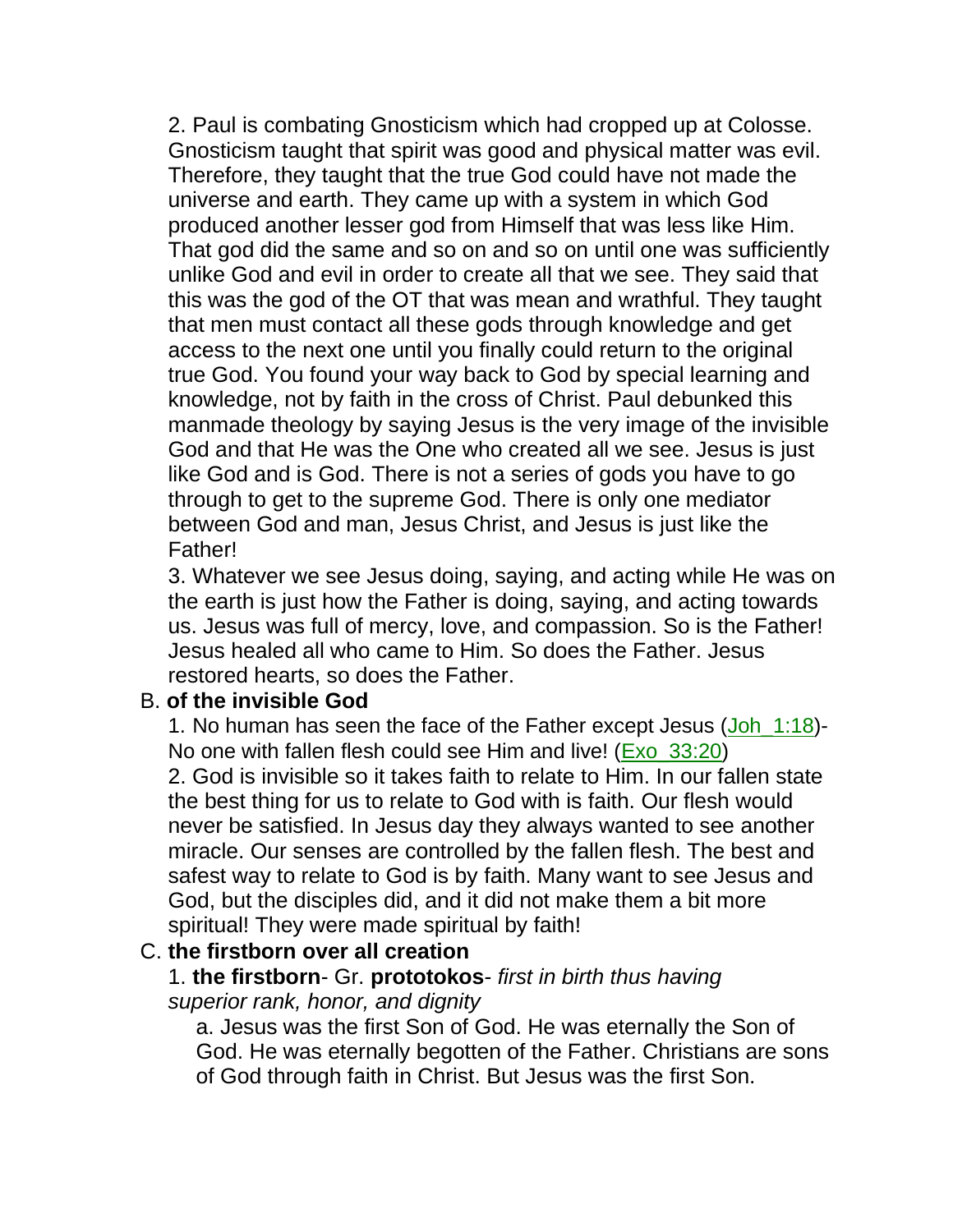2. Paul is combating Gnosticism which had cropped up at Colosse. Gnosticism taught that spirit was good and physical matter was evil. Therefore, they taught that the true God could have not made the universe and earth. They came up with a system in which God produced another lesser god from Himself that was less like Him. That god did the same and so on and so on until one was sufficiently unlike God and evil in order to create all that we see. They said that this was the god of the OT that was mean and wrathful. They taught that men must contact all these gods through knowledge and get access to the next one until you finally could return to the original true God. You found your way back to God by special learning and knowledge, not by faith in the cross of Christ. Paul debunked this manmade theology by saying Jesus is the very image of the invisible God and that He was the One who created all we see. Jesus is just like God and is God. There is not a series of gods you have to go through to get to the supreme God. There is only one mediator between God and man, Jesus Christ, and Jesus is just like the Father!

3. Whatever we see Jesus doing, saying, and acting while He was on the earth is just how the Father is doing, saying, and acting towards us. Jesus was full of mercy, love, and compassion. So is the Father! Jesus healed all who came to Him. So does the Father. Jesus restored hearts, so does the Father.

B. **of the invisible God**

1. No human has seen the face of the Father except Jesus (Joh_1:18)- No one with fallen flesh could see Him and live! (Exo_33:20)

2. God is invisible so it takes faith to relate to Him. In our fallen state the best thing for us to relate to God with is faith. Our flesh would never be satisfied. In Jesus day they always wanted to see another miracle. Our senses are controlled by the fallen flesh. The best and safest way to relate to God is by faith. Many want to see Jesus and God, but the disciples did, and it did not make them a bit more spiritual! They were made spiritual by faith!

C. **the firstborn over all creation**

1. **the firstborn**- Gr. **prototokos**- *first in birth thus having superior rank, honor, and dignity*

a. Jesus was the first Son of God. He was eternally the Son of God. He was eternally begotten of the Father. Christians are sons of God through faith in Christ. But Jesus was the first Son.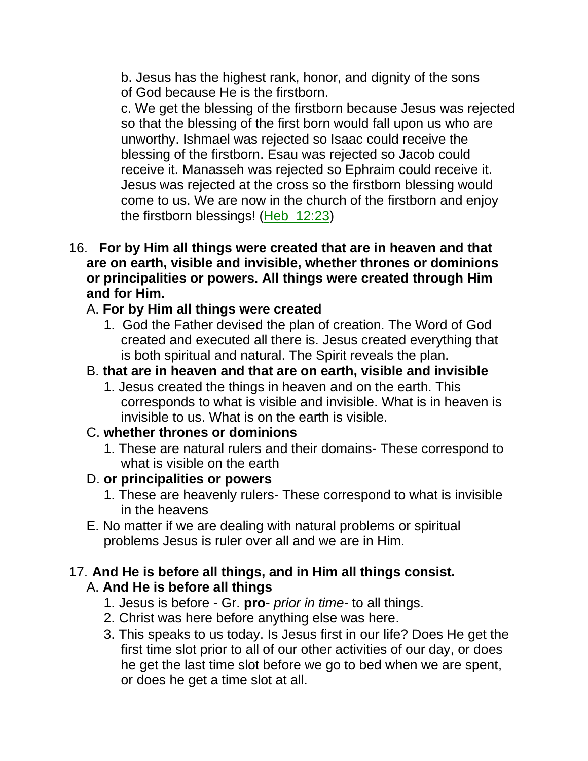b. Jesus has the highest rank, honor, and dignity of the sons of God because He is the firstborn.

c. We get the blessing of the firstborn because Jesus was rejected so that the blessing of the first born would fall upon us who are unworthy. Ishmael was rejected so Isaac could receive the blessing of the firstborn. Esau was rejected so Jacob could receive it. Manasseh was rejected so Ephraim could receive it. Jesus was rejected at the cross so the firstborn blessing would come to us. We are now in the church of the firstborn and enjoy the firstborn blessings! (Heb_12:23)

16. **For by Him all things were created that are in heaven and that are on earth, visible and invisible, whether thrones or dominions or principalities or powers. All things were created through Him and for Him.**

A. **For by Him all things were created**

1. God the Father devised the plan of creation. The Word of God created and executed all there is. Jesus created everything that is both spiritual and natural. The Spirit reveals the plan.

B. **that are in heaven and that are on earth, visible and invisible**

1. Jesus created the things in heaven and on the earth. This corresponds to what is visible and invisible. What is in heaven is invisible to us. What is on the earth is visible.

C. **whether thrones or dominions**

1. These are natural rulers and their domains- These correspond to what is visible on the earth

D. **or principalities or powers**

1. These are heavenly rulers- These correspond to what is invisible in the heavens

E. No matter if we are dealing with natural problems or spiritual problems Jesus is ruler over all and we are in Him.

17. **And He is before all things, and in Him all things consist.**

A. **And He is before all things**

1. Jesus is before - Gr. **pro**- *prior in time*- to all things.
2. Christ was here before anything else was here.
3. This speaks to us today. Is Jesus first in our life? Does He get the first time slot prior to all of our other activities of our day, or does he get the last time slot before we go to bed when we are spent, or does he get a time slot at all.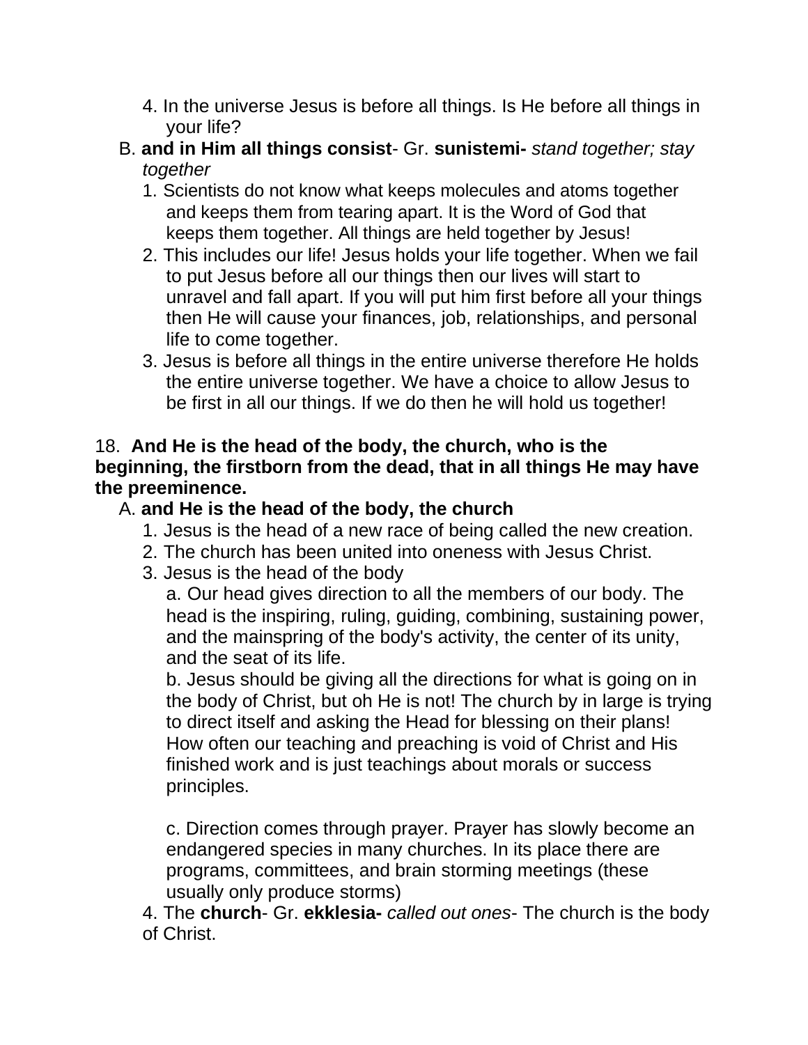4. In the universe Jesus is before all things. Is He before all things in your life?

B. **and in Him all things consist**- Gr. **sunistemi-** *stand together; stay together*

1. Scientists do not know what keeps molecules and atoms together and keeps them from tearing apart. It is the Word of God that keeps them together. All things are held together by Jesus!
2. This includes our life! Jesus holds your life together. When we fail to put Jesus before all our things then our lives will start to unravel and fall apart. If you will put him first before all your things then He will cause your finances, job, relationships, and personal life to come together.
3. Jesus is before all things in the entire universe therefore He holds the entire universe together. We have a choice to allow Jesus to be first in all our things. If we do then he will hold us together!

18. **And He is the head of the body, the church, who is the beginning, the firstborn from the dead, that in all things He may have the preeminence.**

A. **and He is the head of the body, the church**

1. Jesus is the head of a new race of being called the new creation.
2. The church has been united into oneness with Jesus Christ.
3. Jesus is the head of the body

   a. Our head gives direction to all the members of our body. The head is the inspiring, ruling, guiding, combining, sustaining power, and the mainspring of the body's activity, the center of its unity, and the seat of its life.

   b. Jesus should be giving all the directions for what is going on in the body of Christ, but oh He is not! The church by in large is trying to direct itself and asking the Head for blessing on their plans! How often our teaching and preaching is void of Christ and His finished work and is just teachings about morals or success principles.

   c. Direction comes through prayer. Prayer has slowly become an endangered species in many churches. In its place there are programs, committees, and brain storming meetings (these usually only produce storms)

4. The **church**- Gr. **ekklesia-** *called out ones*- The church is the body of Christ.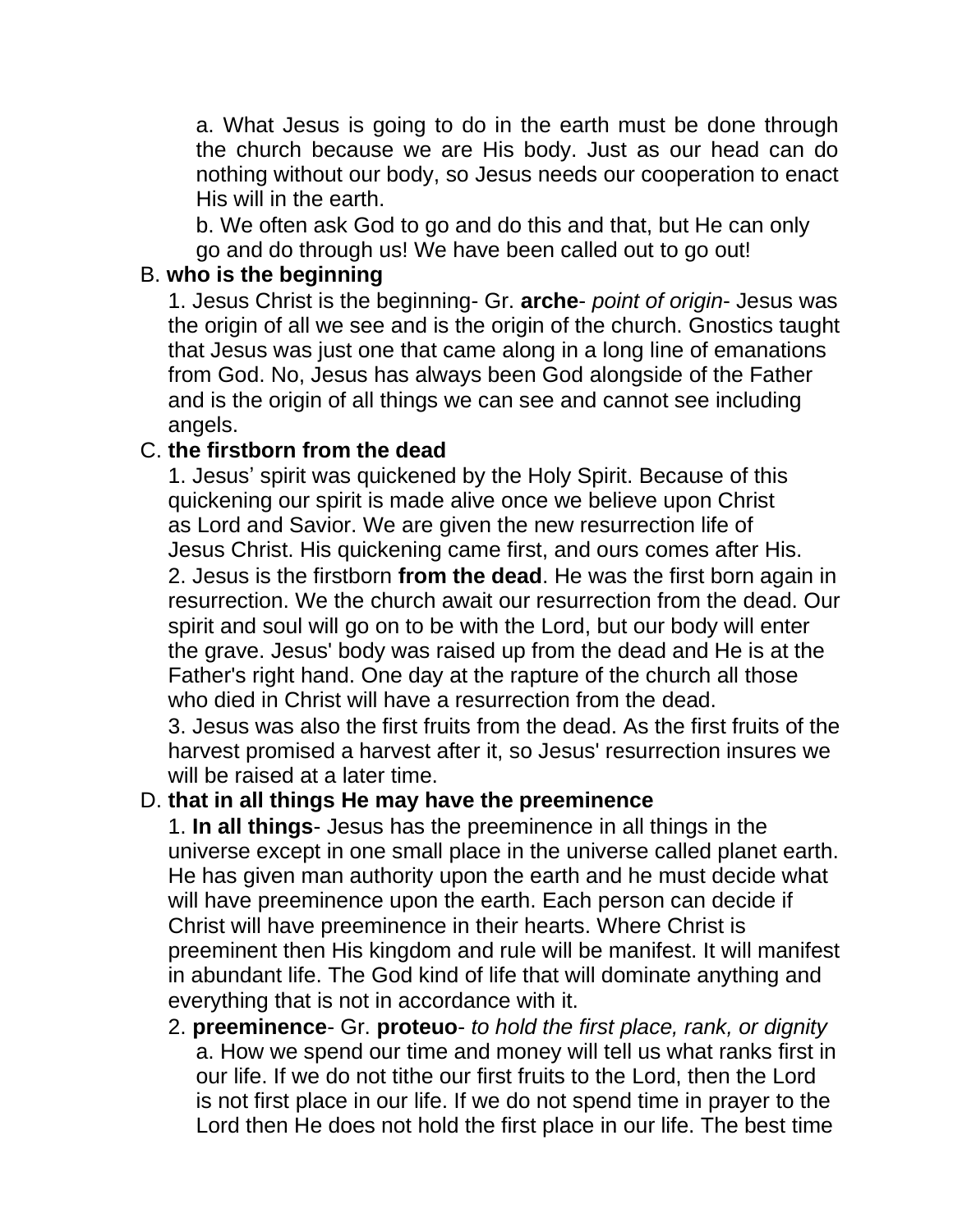a. What Jesus is going to do in the earth must be done through the church because we are His body. Just as our head can do nothing without our body, so Jesus needs our cooperation to enact His will in the earth.

b. We often ask God to go and do this and that, but He can only go and do through us! We have been called out to go out!

B. **who is the beginning**

1. Jesus Christ is the beginning- Gr. **arche**- *point of origin*- Jesus was the origin of all we see and is the origin of the church. Gnostics taught that Jesus was just one that came along in a long line of emanations from God. No, Jesus has always been God alongside of the Father and is the origin of all things we can see and cannot see including angels.

C. **the firstborn from the dead**

1. Jesus' spirit was quickened by the Holy Spirit. Because of this quickening our spirit is made alive once we believe upon Christ as Lord and Savior. We are given the new resurrection life of Jesus Christ. His quickening came first, and ours comes after His.

2. Jesus is the firstborn **from the dead**. He was the first born again in resurrection. We the church await our resurrection from the dead. Our spirit and soul will go on to be with the Lord, but our body will enter the grave. Jesus' body was raised up from the dead and He is at the Father's right hand. One day at the rapture of the church all those who died in Christ will have a resurrection from the dead.

3. Jesus was also the first fruits from the dead. As the first fruits of the harvest promised a harvest after it, so Jesus' resurrection insures we will be raised at a later time.

D. **that in all things He may have the preeminence**

1. **In all things**- Jesus has the preeminence in all things in the universe except in one small place in the universe called planet earth. He has given man authority upon the earth and he must decide what will have preeminence upon the earth. Each person can decide if Christ will have preeminence in their hearts. Where Christ is preeminent then His kingdom and rule will be manifest. It will manifest in abundant life. The God kind of life that will dominate anything and everything that is not in accordance with it.

2. **preeminence**- Gr. **proteuo**- *to hold the first place, rank, or dignity*

a. How we spend our time and money will tell us what ranks first in our life. If we do not tithe our first fruits to the Lord, then the Lord is not first place in our life. If we do not spend time in prayer to the Lord then He does not hold the first place in our life. The best time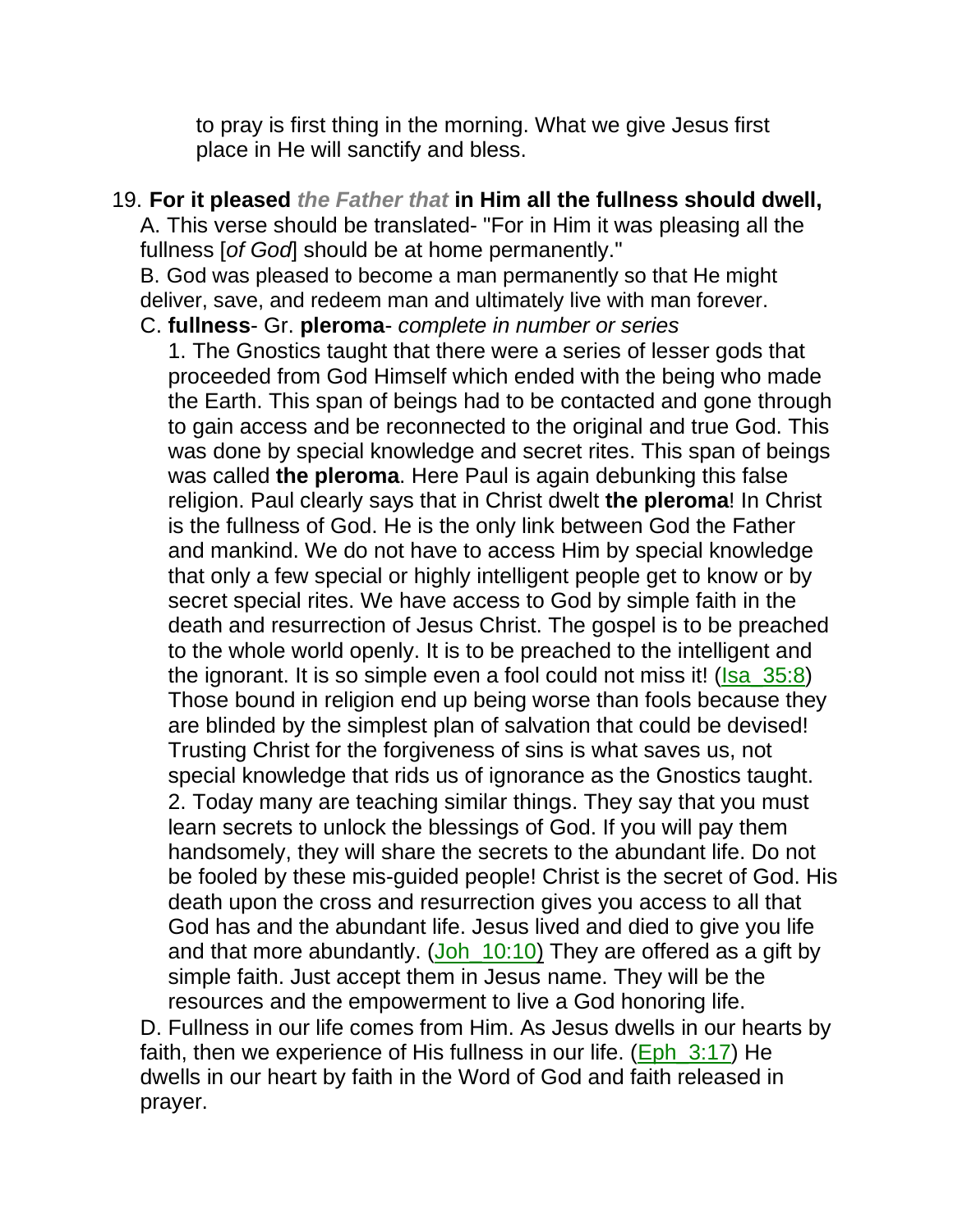to pray is first thing in the morning. What we give Jesus first place in He will sanctify and bless.

19. **For it pleased** ***the Father that*** **in Him all the fullness should dwell,**

A. This verse should be translated- "For in Him it was pleasing all the fullness [*of God*] should be at home permanently."

B. God was pleased to become a man permanently so that He might deliver, save, and redeem man and ultimately live with man forever.

C. **fullness**- Gr. **pleroma**- *complete in number or series*

1. The Gnostics taught that there were a series of lesser gods that proceeded from God Himself which ended with the being who made the Earth. This span of beings had to be contacted and gone through to gain access and be reconnected to the original and true God. This was done by special knowledge and secret rites. This span of beings was called **the pleroma**. Here Paul is again debunking this false religion. Paul clearly says that in Christ dwelt **the pleroma**! In Christ is the fullness of God. He is the only link between God the Father and mankind. We do not have to access Him by special knowledge that only a few special or highly intelligent people get to know or by secret special rites. We have access to God by simple faith in the death and resurrection of Jesus Christ. The gospel is to be preached to the whole world openly. It is to be preached to the intelligent and the ignorant. It is so simple even a fool could not miss it! (Isa_35:8) Those bound in religion end up being worse than fools because they are blinded by the simplest plan of salvation that could be devised! Trusting Christ for the forgiveness of sins is what saves us, not special knowledge that rids us of ignorance as the Gnostics taught.

2. Today many are teaching similar things. They say that you must learn secrets to unlock the blessings of God. If you will pay them handsomely, they will share the secrets to the abundant life. Do not be fooled by these mis-guided people! Christ is the secret of God. His death upon the cross and resurrection gives you access to all that God has and the abundant life. Jesus lived and died to give you life and that more abundantly. (Joh_10:10) They are offered as a gift by simple faith. Just accept them in Jesus name. They will be the resources and the empowerment to live a God honoring life.

D. Fullness in our life comes from Him. As Jesus dwells in our hearts by faith, then we experience of His fullness in our life. (Eph_3:17) He dwells in our heart by faith in the Word of God and faith released in prayer.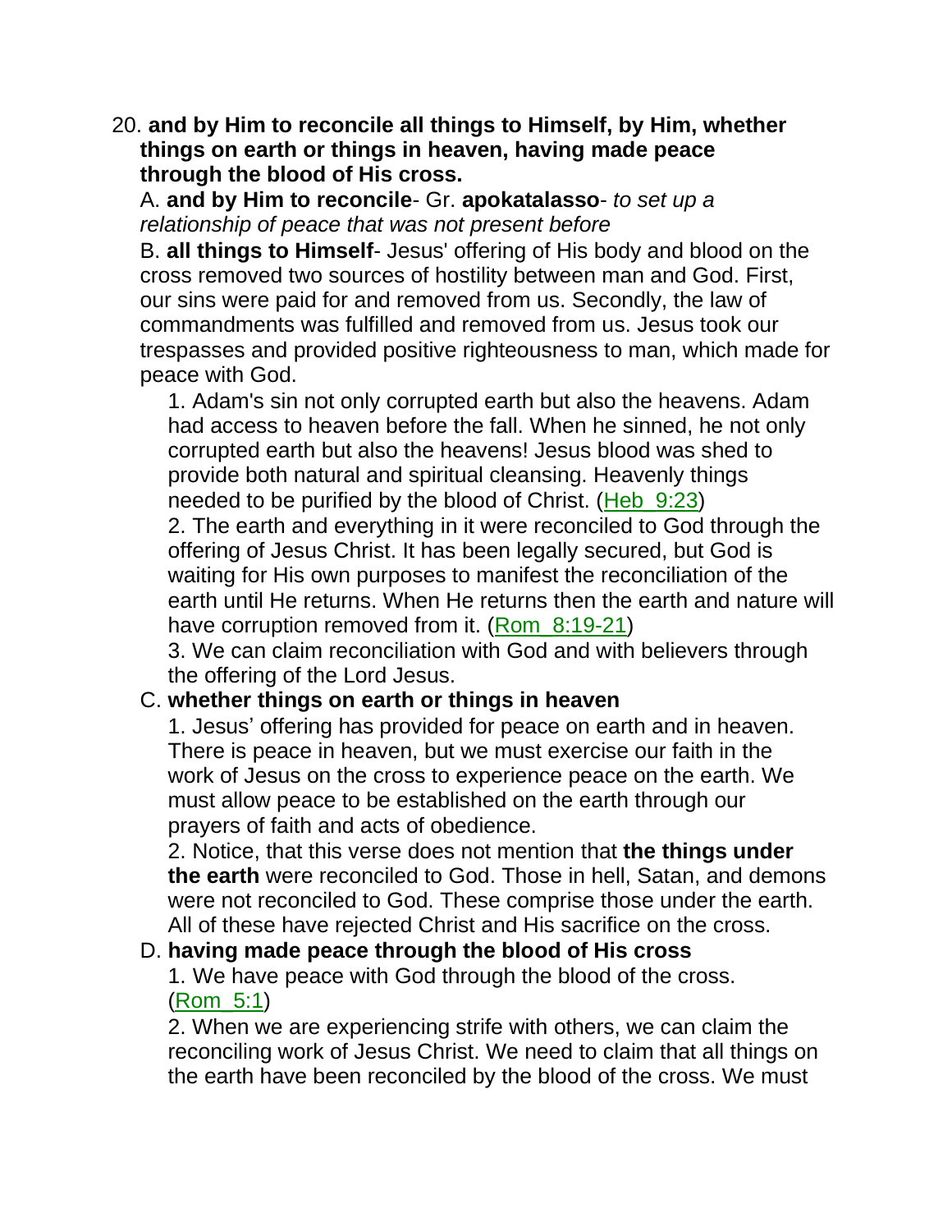20. **and by Him to reconcile all things to Himself, by Him, whether things on earth or things in heaven, having made peace through the blood of His cross.**

A. **and by Him to reconcile**- Gr. **apokatalasso**- *to set up a relationship of peace that was not present before*

B. **all things to Himself**- Jesus' offering of His body and blood on the cross removed two sources of hostility between man and God. First, our sins were paid for and removed from us. Secondly, the law of commandments was fulfilled and removed from us. Jesus took our trespasses and provided positive righteousness to man, which made for peace with God.

1. Adam's sin not only corrupted earth but also the heavens. Adam had access to heaven before the fall. When he sinned, he not only corrupted earth but also the heavens! Jesus blood was shed to provide both natural and spiritual cleansing. Heavenly things needed to be purified by the blood of Christ. (Heb_9:23)
2. The earth and everything in it were reconciled to God through the offering of Jesus Christ. It has been legally secured, but God is waiting for His own purposes to manifest the reconciliation of the earth until He returns. When He returns then the earth and nature will have corruption removed from it. (Rom_8:19-21)
3. We can claim reconciliation with God and with believers through the offering of the Lord Jesus.

C. **whether things on earth or things in heaven**

1. Jesus' offering has provided for peace on earth and in heaven. There is peace in heaven, but we must exercise our faith in the work of Jesus on the cross to experience peace on the earth. We must allow peace to be established on the earth through our prayers of faith and acts of obedience.
2. Notice, that this verse does not mention that **the things under the earth** were reconciled to God. Those in hell, Satan, and demons were not reconciled to God. These comprise those under the earth. All of these have rejected Christ and His sacrifice on the cross.

D. **having made peace through the blood of His cross**

1. We have peace with God through the blood of the cross. (Rom_5:1)
2. When we are experiencing strife with others, we can claim the reconciling work of Jesus Christ. We need to claim that all things on the earth have been reconciled by the blood of the cross. We must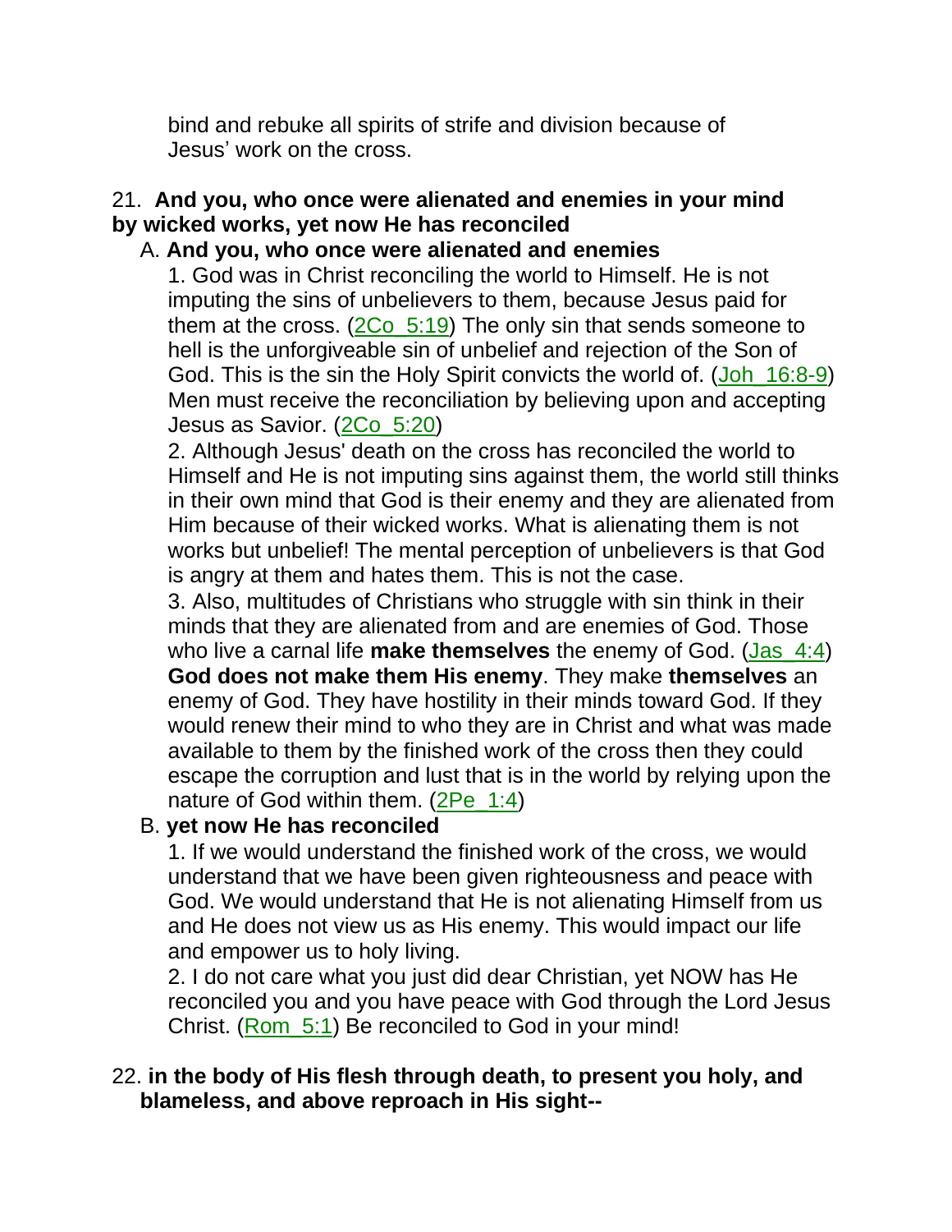bind and rebuke all spirits of strife and division because of Jesus' work on the cross.

21. **And you, who once were alienated and enemies in your mind by wicked works, yet now He has reconciled**

A. **And you, who once were alienated and enemies**

1. God was in Christ reconciling the world to Himself. He is not imputing the sins of unbelievers to them, because Jesus paid for them at the cross. (2Co_5:19) The only sin that sends someone to hell is the unforgiveable sin of unbelief and rejection of the Son of God. This is the sin the Holy Spirit convicts the world of. (Joh_16:8-9) Men must receive the reconciliation by believing upon and accepting Jesus as Savior. (2Co_5:20)

2. Although Jesus' death on the cross has reconciled the world to Himself and He is not imputing sins against them, the world still thinks in their own mind that God is their enemy and they are alienated from Him because of their wicked works. What is alienating them is not works but unbelief! The mental perception of unbelievers is that God is angry at them and hates them. This is not the case.

3. Also, multitudes of Christians who struggle with sin think in their minds that they are alienated from and are enemies of God. Those who live a carnal life **make themselves** the enemy of God. (Jas_4:4) **God does not make them His enemy**. They make **themselves** an enemy of God. They have hostility in their minds toward God. If they would renew their mind to who they are in Christ and what was made available to them by the finished work of the cross then they could escape the corruption and lust that is in the world by relying upon the nature of God within them. (2Pe_1:4)

B. **yet now He has reconciled**

1. If we would understand the finished work of the cross, we would understand that we have been given righteousness and peace with God. We would understand that He is not alienating Himself from us and He does not view us as His enemy. This would impact our life and empower us to holy living.

2. I do not care what you just did dear Christian, yet NOW has He reconciled you and you have peace with God through the Lord Jesus Christ. (Rom_5:1) Be reconciled to God in your mind!

22. **in the body of His flesh through death, to present you holy, and blameless, and above reproach in His sight--**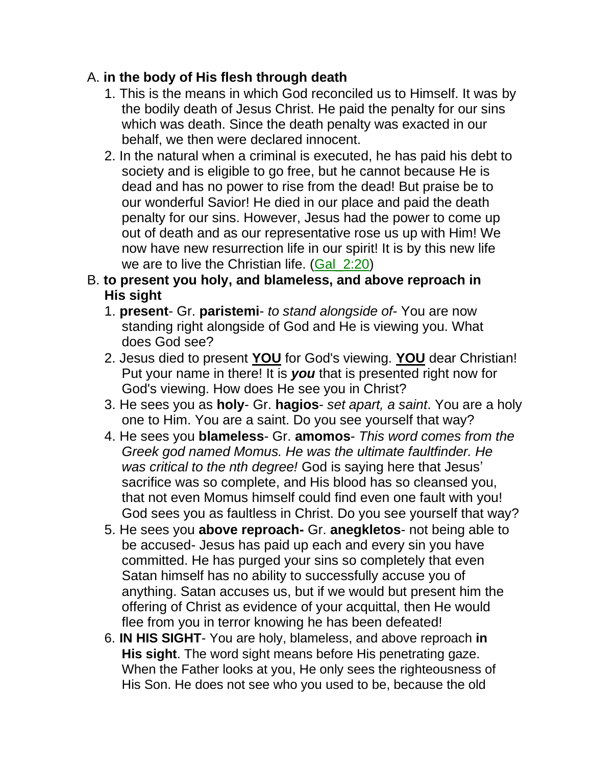A. **in the body of His flesh through death**

1. This is the means in which God reconciled us to Himself. It was by the bodily death of Jesus Christ. He paid the penalty for our sins which was death. Since the death penalty was exacted in our behalf, we then were declared innocent.
2. In the natural when a criminal is executed, he has paid his debt to society and is eligible to go free, but he cannot because He is dead and has no power to rise from the dead! But praise be to our wonderful Savior! He died in our place and paid the death penalty for our sins. However, Jesus had the power to come up out of death and as our representative rose us up with Him! We now have new resurrection life in our spirit! It is by this new life we are to live the Christian life. (Gal_2:20)

B. **to present you holy, and blameless, and above reproach in His sight**

1. **present**- Gr. **paristemi**- *to stand alongside of*- You are now standing right alongside of God and He is viewing you. What does God see?
2. Jesus died to present **YOU** for God's viewing. **YOU** dear Christian! Put your name in there! It is ***you*** that is presented right now for God's viewing. How does He see you in Christ?
3. He sees you as **holy**- Gr. **hagios**- *set apart, a saint*. You are a holy one to Him. You are a saint. Do you see yourself that way?
4. He sees you **blameless**- Gr. **amomos**- *This word comes from the Greek god named Momus. He was the ultimate faultfinder. He was critical to the nth degree!* God is saying here that Jesus' sacrifice was so complete, and His blood has so cleansed you, that not even Momus himself could find even one fault with you! God sees you as faultless in Christ. Do you see yourself that way?
5. He sees you **above reproach-** Gr. **anegkletos**- not being able to be accused- Jesus has paid up each and every sin you have committed. He has purged your sins so completely that even Satan himself has no ability to successfully accuse you of anything. Satan accuses us, but if we would but present him the offering of Christ as evidence of your acquittal, then He would flee from you in terror knowing he has been defeated!
6. **IN HIS SIGHT**- You are holy, blameless, and above reproach **in His sight**. The word sight means before His penetrating gaze. When the Father looks at you, He only sees the righteousness of His Son. He does not see who you used to be, because the old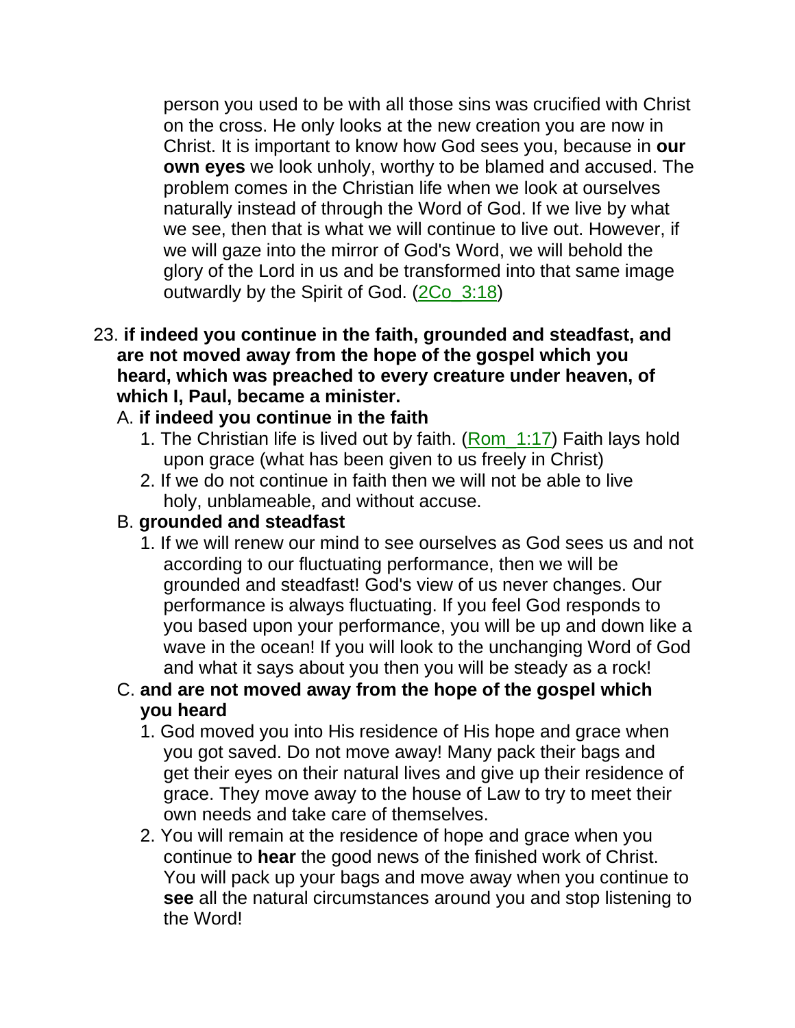person you used to be with all those sins was crucified with Christ on the cross. He only looks at the new creation you are now in Christ. It is important to know how God sees you, because in **our own eyes** we look unholy, worthy to be blamed and accused. The problem comes in the Christian life when we look at ourselves naturally instead of through the Word of God. If we live by what we see, then that is what we will continue to live out. However, if we will gaze into the mirror of God's Word, we will behold the glory of the Lord in us and be transformed into that same image outwardly by the Spirit of God. (2Co_3:18)

23. **if indeed you continue in the faith, grounded and steadfast, and are not moved away from the hope of the gospel which you heard, which was preached to every creature under heaven, of which I, Paul, became a minister.**

   A. **if indeed you continue in the faith**

      1. The Christian life is lived out by faith. (Rom_1:17) Faith lays hold upon grace (what has been given to us freely in Christ)
      2. If we do not continue in faith then we will not be able to live holy, unblameable, and without accuse.

   B. **grounded and steadfast**

      1. If we will renew our mind to see ourselves as God sees us and not according to our fluctuating performance, then we will be grounded and steadfast! God's view of us never changes. Our performance is always fluctuating. If you feel God responds to you based upon your performance, you will be up and down like a wave in the ocean! If you will look to the unchanging Word of God and what it says about you then you will be steady as a rock!

   C. **and are not moved away from the hope of the gospel which you heard**

      1. God moved you into His residence of His hope and grace when you got saved. Do not move away! Many pack their bags and get their eyes on their natural lives and give up their residence of grace. They move away to the house of Law to try to meet their own needs and take care of themselves.
      2. You will remain at the residence of hope and grace when you continue to **hear** the good news of the finished work of Christ. You will pack up your bags and move away when you continue to **see** all the natural circumstances around you and stop listening to the Word!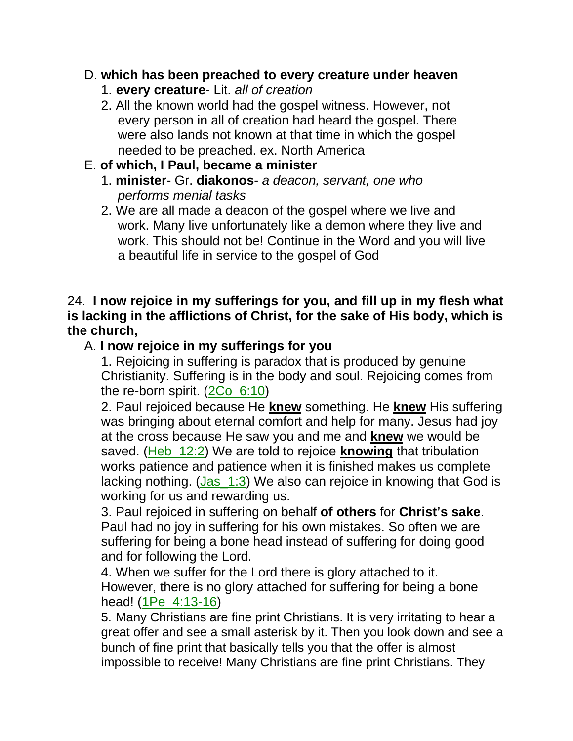D. **which has been preached to every creature under heaven**

1. **every creature**- Lit. *all of creation*
2. All the known world had the gospel witness. However, not every person in all of creation had heard the gospel. There were also lands not known at that time in which the gospel needed to be preached. ex. North America

E. **of which, I Paul, became a minister**

1. **minister**- Gr. **diakonos**- *a deacon, servant, one who performs menial tasks*
2. We are all made a deacon of the gospel where we live and work. Many live unfortunately like a demon where they live and work. This should not be! Continue in the Word and you will live a beautiful life in service to the gospel of God

24. **I now rejoice in my sufferings for you, and fill up in my flesh what is lacking in the afflictions of Christ, for the sake of His body, which is the church,**

A. **I now rejoice in my sufferings for you**

1. Rejoicing in suffering is paradox that is produced by genuine Christianity. Suffering is in the body and soul. Rejoicing comes from the re-born spirit. (2Co_6:10)

2. Paul rejoiced because He **knew** something. He **knew** His suffering was bringing about eternal comfort and help for many. Jesus had joy at the cross because He saw you and me and **knew** we would be saved. (Heb_12:2) We are told to rejoice **knowing** that tribulation works patience and patience when it is finished makes us complete lacking nothing. (Jas_1:3) We also can rejoice in knowing that God is working for us and rewarding us.

3. Paul rejoiced in suffering on behalf **of others** for **Christ's sake**. Paul had no joy in suffering for his own mistakes. So often we are suffering for being a bone head instead of suffering for doing good and for following the Lord.

4. When we suffer for the Lord there is glory attached to it. However, there is no glory attached for suffering for being a bone head! (1Pe_4:13-16)

5. Many Christians are fine print Christians. It is very irritating to hear a great offer and see a small asterisk by it. Then you look down and see a bunch of fine print that basically tells you that the offer is almost impossible to receive! Many Christians are fine print Christians. They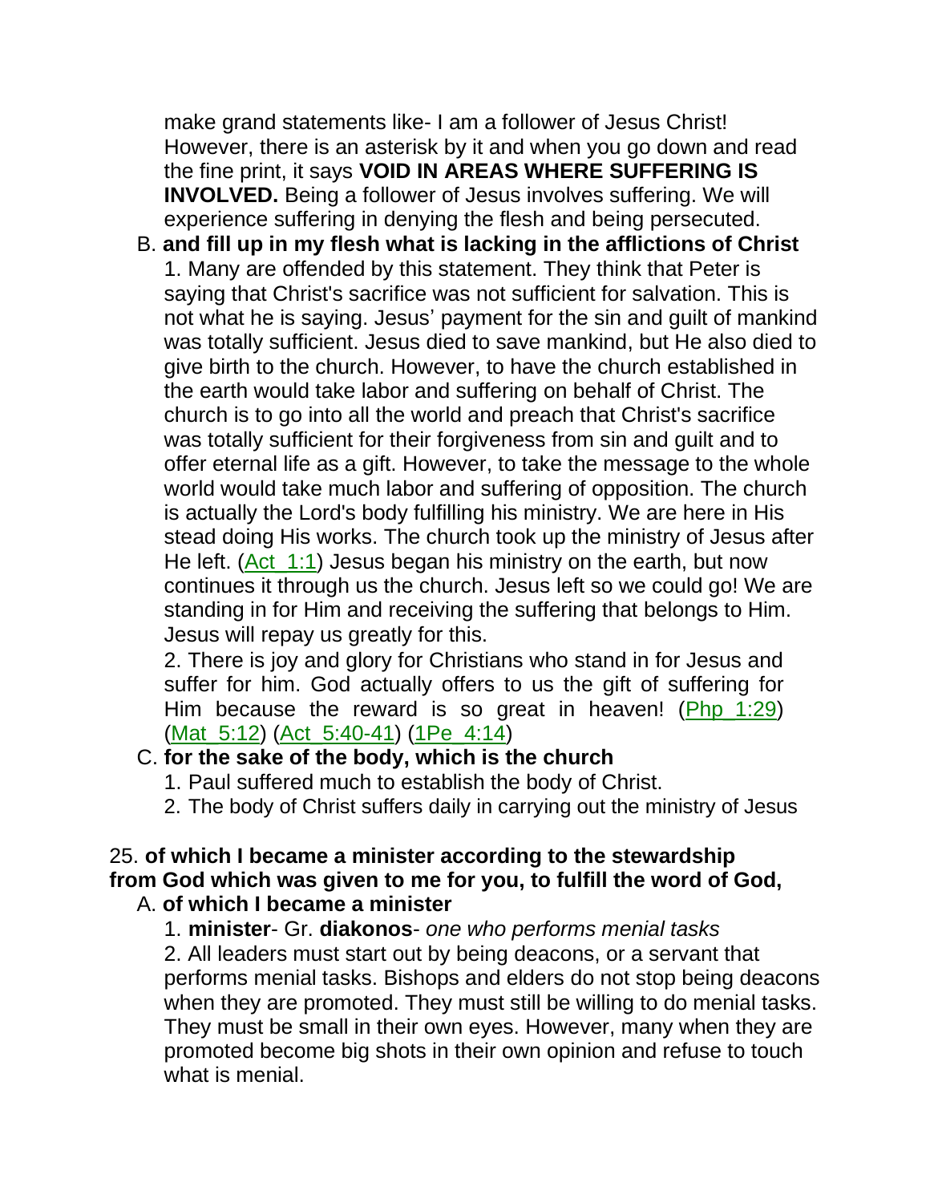make grand statements like- I am a follower of Jesus Christ! However, there is an asterisk by it and when you go down and read the fine print, it says **VOID IN AREAS WHERE SUFFERING IS INVOLVED.** Being a follower of Jesus involves suffering. We will experience suffering in denying the flesh and being persecuted.

B. **and fill up in my flesh what is lacking in the afflictions of Christ**

1. Many are offended by this statement. They think that Peter is saying that Christ's sacrifice was not sufficient for salvation. This is not what he is saying. Jesus' payment for the sin and guilt of mankind was totally sufficient. Jesus died to save mankind, but He also died to give birth to the church. However, to have the church established in the earth would take labor and suffering on behalf of Christ. The church is to go into all the world and preach that Christ's sacrifice was totally sufficient for their forgiveness from sin and guilt and to offer eternal life as a gift. However, to take the message to the whole world would take much labor and suffering of opposition. The church is actually the Lord's body fulfilling his ministry. We are here in His stead doing His works. The church took up the ministry of Jesus after He left. (Act_1:1) Jesus began his ministry on the earth, but now continues it through us the church. Jesus left so we could go! We are standing in for Him and receiving the suffering that belongs to Him. Jesus will repay us greatly for this.

2. There is joy and glory for Christians who stand in for Jesus and suffer for him. God actually offers to us the gift of suffering for Him because the reward is so great in heaven! (Php_1:29) (Mat_5:12) (Act_5:40-41) (1Pe_4:14)

C. **for the sake of the body, which is the church**

1. Paul suffered much to establish the body of Christ.
2. The body of Christ suffers daily in carrying out the ministry of Jesus

25. **of which I became a minister according to the stewardship from God which was given to me for you, to fulfill the word of God,**

A. **of which I became a minister**

1. **minister**- Gr. **diakonos**- *one who performs menial tasks*

2. All leaders must start out by being deacons, or a servant that performs menial tasks. Bishops and elders do not stop being deacons when they are promoted. They must still be willing to do menial tasks. They must be small in their own eyes. However, many when they are promoted become big shots in their own opinion and refuse to touch what is menial.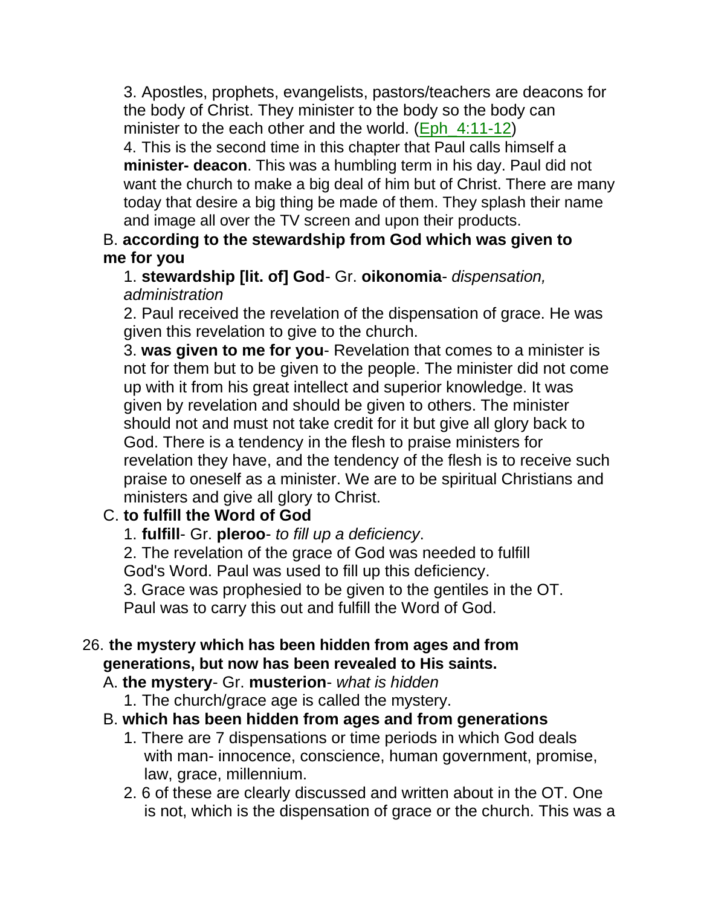3. Apostles, prophets, evangelists, pastors/teachers are deacons for the body of Christ. They minister to the body so the body can minister to the each other and the world. (Eph_4:11-12)

4. This is the second time in this chapter that Paul calls himself a **minister- deacon**. This was a humbling term in his day. Paul did not want the church to make a big deal of him but of Christ. There are many today that desire a big thing be made of them. They splash their name and image all over the TV screen and upon their products.

B. **according to the stewardship from God which was given to me for you**

1. **stewardship [lit. of] God**- Gr. **oikonomia**- *dispensation, administration*

2. Paul received the revelation of the dispensation of grace. He was given this revelation to give to the church.

3. **was given to me for you**- Revelation that comes to a minister is not for them but to be given to the people. The minister did not come up with it from his great intellect and superior knowledge. It was given by revelation and should be given to others. The minister should not and must not take credit for it but give all glory back to God. There is a tendency in the flesh to praise ministers for revelation they have, and the tendency of the flesh is to receive such praise to oneself as a minister. We are to be spiritual Christians and ministers and give all glory to Christ.

C. **to fulfill the Word of God**

1. **fulfill**- Gr. **pleroo**- *to fill up a deficiency*.

2. The revelation of the grace of God was needed to fulfill God's Word. Paul was used to fill up this deficiency.

3. Grace was prophesied to be given to the gentiles in the OT. Paul was to carry this out and fulfill the Word of God.

26. **the mystery which has been hidden from ages and from generations, but now has been revealed to His saints.**

A. **the mystery**- Gr. **musterion**- *what is hidden*

1. The church/grace age is called the mystery.

B. **which has been hidden from ages and from generations**

1. There are 7 dispensations or time periods in which God deals with man- innocence, conscience, human government, promise, law, grace, millennium.

2. 6 of these are clearly discussed and written about in the OT. One is not, which is the dispensation of grace or the church. This was a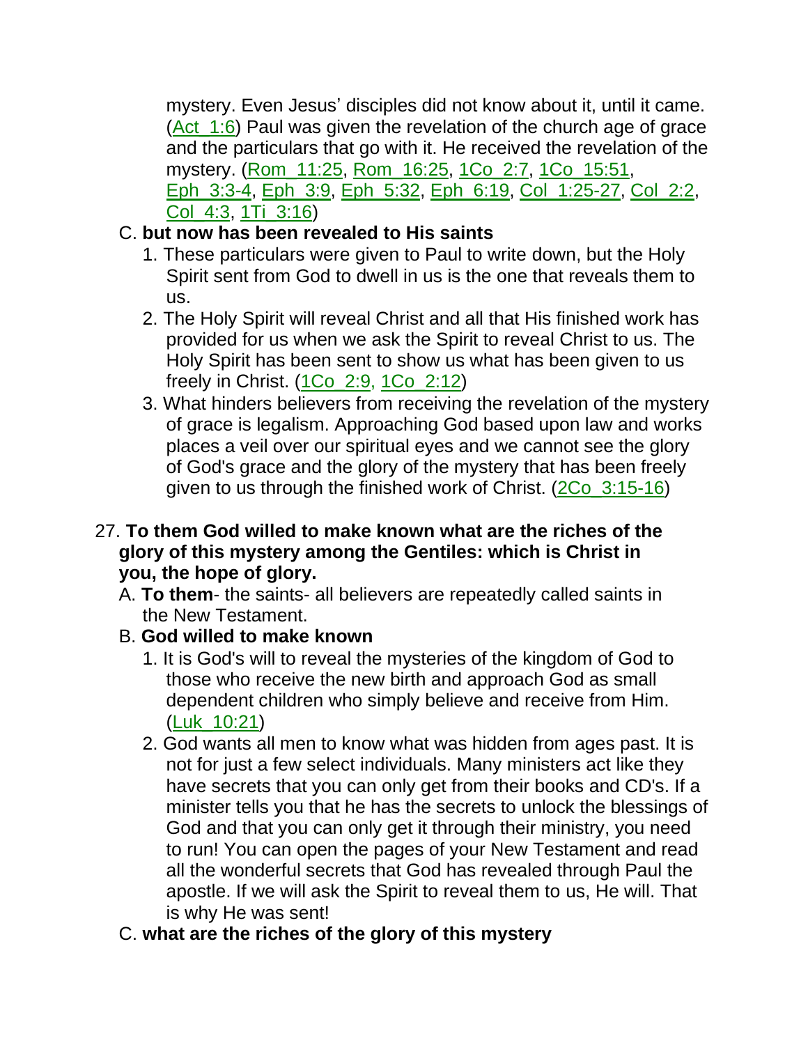mystery. Even Jesus' disciples did not know about it, until it came. (Act_1:6) Paul was given the revelation of the church age of grace and the particulars that go with it. He received the revelation of the mystery. (Rom_11:25, Rom_16:25, 1Co_2:7, 1Co_15:51, Eph_3:3-4, Eph_3:9, Eph_5:32, Eph_6:19, Col_1:25-27, Col_2:2, Col_4:3, 1Ti_3:16)

C. **but now has been revealed to His saints**

1. These particulars were given to Paul to write down, but the Holy Spirit sent from God to dwell in us is the one that reveals them to us.
2. The Holy Spirit will reveal Christ and all that His finished work has provided for us when we ask the Spirit to reveal Christ to us. The Holy Spirit has been sent to show us what has been given to us freely in Christ. (1Co_2:9, 1Co_2:12)
3. What hinders believers from receiving the revelation of the mystery of grace is legalism. Approaching God based upon law and works places a veil over our spiritual eyes and we cannot see the glory of God's grace and the glory of the mystery that has been freely given to us through the finished work of Christ. (2Co_3:15-16)

27. **To them God willed to make known what are the riches of the glory of this mystery among the Gentiles: which is Christ in you, the hope of glory.**

A. **To them**- the saints- all believers are repeatedly called saints in the New Testament.

B. **God willed to make known**

1. It is God's will to reveal the mysteries of the kingdom of God to those who receive the new birth and approach God as small dependent children who simply believe and receive from Him. (Luk_10:21)
2. God wants all men to know what was hidden from ages past. It is not for just a few select individuals. Many ministers act like they have secrets that you can only get from their books and CD's. If a minister tells you that he has the secrets to unlock the blessings of God and that you can only get it through their ministry, you need to run! You can open the pages of your New Testament and read all the wonderful secrets that God has revealed through Paul the apostle. If we will ask the Spirit to reveal them to us, He will. That is why He was sent!

C. **what are the riches of the glory of this mystery**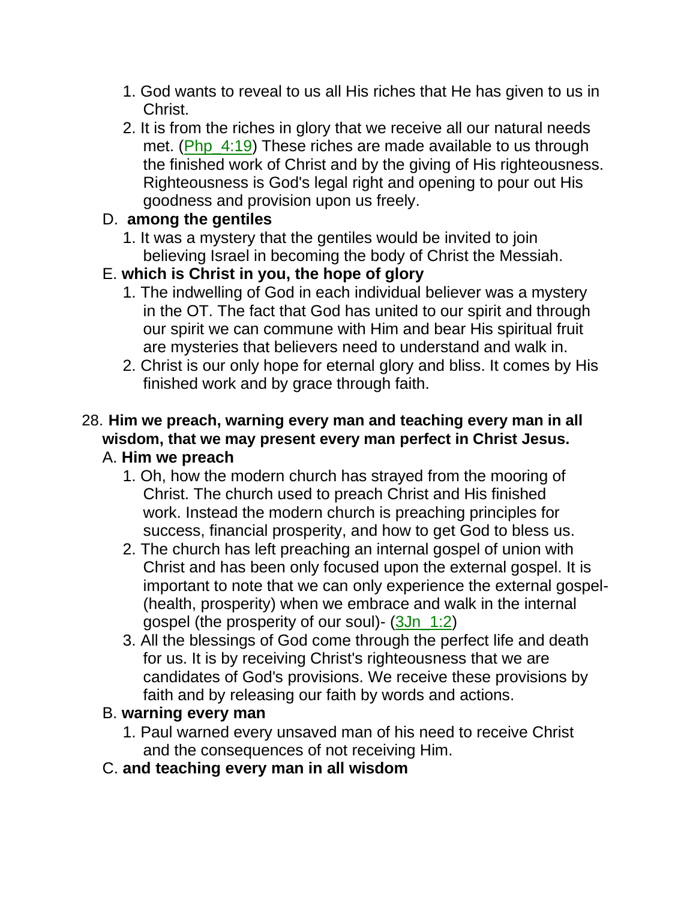1. God wants to reveal to us all His riches that He has given to us in Christ.
2. It is from the riches in glory that we receive all our natural needs met. (Php_4:19) These riches are made available to us through the finished work of Christ and by the giving of His righteousness. Righteousness is God's legal right and opening to pour out His goodness and provision upon us freely.

D. **among the gentiles**

1. It was a mystery that the gentiles would be invited to join believing Israel in becoming the body of Christ the Messiah.

E. **which is Christ in you, the hope of glory**

1. The indwelling of God in each individual believer was a mystery in the OT. The fact that God has united to our spirit and through our spirit we can commune with Him and bear His spiritual fruit are mysteries that believers need to understand and walk in.
2. Christ is our only hope for eternal glory and bliss. It comes by His finished work and by grace through faith.

28. **Him we preach, warning every man and teaching every man in all wisdom, that we may present every man perfect in Christ Jesus.**

A. **Him we preach**

1. Oh, how the modern church has strayed from the mooring of Christ. The church used to preach Christ and His finished work. Instead the modern church is preaching principles for success, financial prosperity, and how to get God to bless us.
2. The church has left preaching an internal gospel of union with Christ and has been only focused upon the external gospel. It is important to note that we can only experience the external gospel- (health, prosperity) when we embrace and walk in the internal gospel (the prosperity of our soul)- (3Jn_1:2)
3. All the blessings of God come through the perfect life and death for us. It is by receiving Christ's righteousness that we are candidates of God's provisions. We receive these provisions by faith and by releasing our faith by words and actions.

B. **warning every man**

1. Paul warned every unsaved man of his need to receive Christ and the consequences of not receiving Him.

C. **and teaching every man in all wisdom**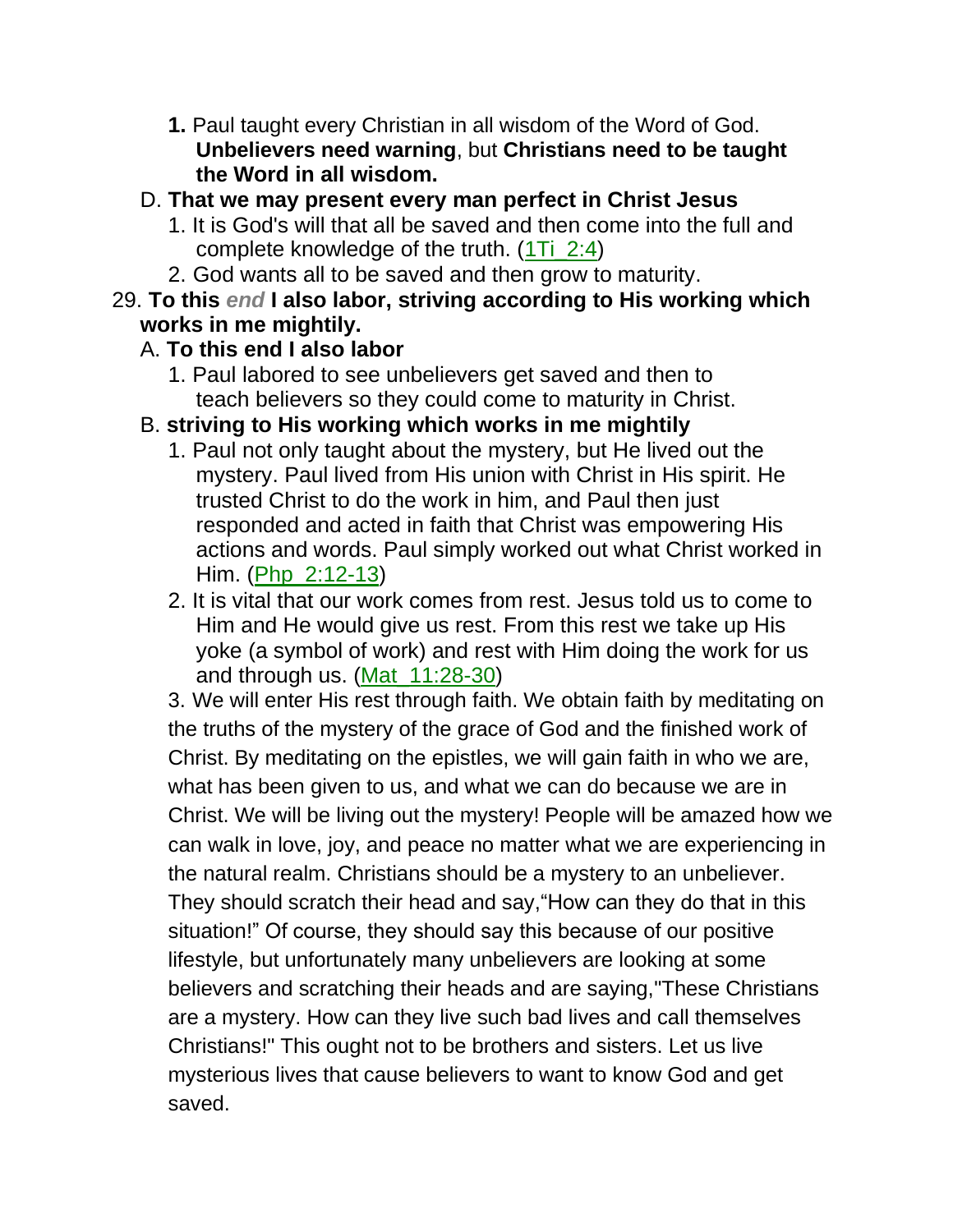1. **Paul taught every Christian in all wisdom of the Word of God. Unbelievers need warning**, but **Christians need to be taught the Word in all wisdom.**

D. **That we may present every man perfect in Christ Jesus**

1. It is God's will that all be saved and then come into the full and complete knowledge of the truth. (1Ti_2:4)
2. God wants all to be saved and then grow to maturity.

29. **To this *end* I also labor, striving according to His working which works in me mightily.**

A. **To this end I also labor**

1. Paul labored to see unbelievers get saved and then to teach believers so they could come to maturity in Christ.

B. **striving to His working which works in me mightily**

1. Paul not only taught about the mystery, but He lived out the mystery. Paul lived from His union with Christ in His spirit. He trusted Christ to do the work in him, and Paul then just responded and acted in faith that Christ was empowering His actions and words. Paul simply worked out what Christ worked in Him. (Php_2:12-13)
2. It is vital that our work comes from rest. Jesus told us to come to Him and He would give us rest. From this rest we take up His yoke (a symbol of work) and rest with Him doing the work for us and through us. (Mat_11:28-30)
3. We will enter His rest through faith. We obtain faith by meditating on the truths of the mystery of the grace of God and the finished work of Christ. By meditating on the epistles, we will gain faith in who we are, what has been given to us, and what we can do because we are in Christ. We will be living out the mystery! People will be amazed how we can walk in love, joy, and peace no matter what we are experiencing in the natural realm. Christians should be a mystery to an unbeliever. They should scratch their head and say,"How can they do that in this situation!" Of course, they should say this because of our positive lifestyle, but unfortunately many unbelievers are looking at some believers and scratching their heads and are saying,"These Christians are a mystery. How can they live such bad lives and call themselves Christians!" This ought not to be brothers and sisters. Let us live mysterious lives that cause believers to want to know God and get saved.